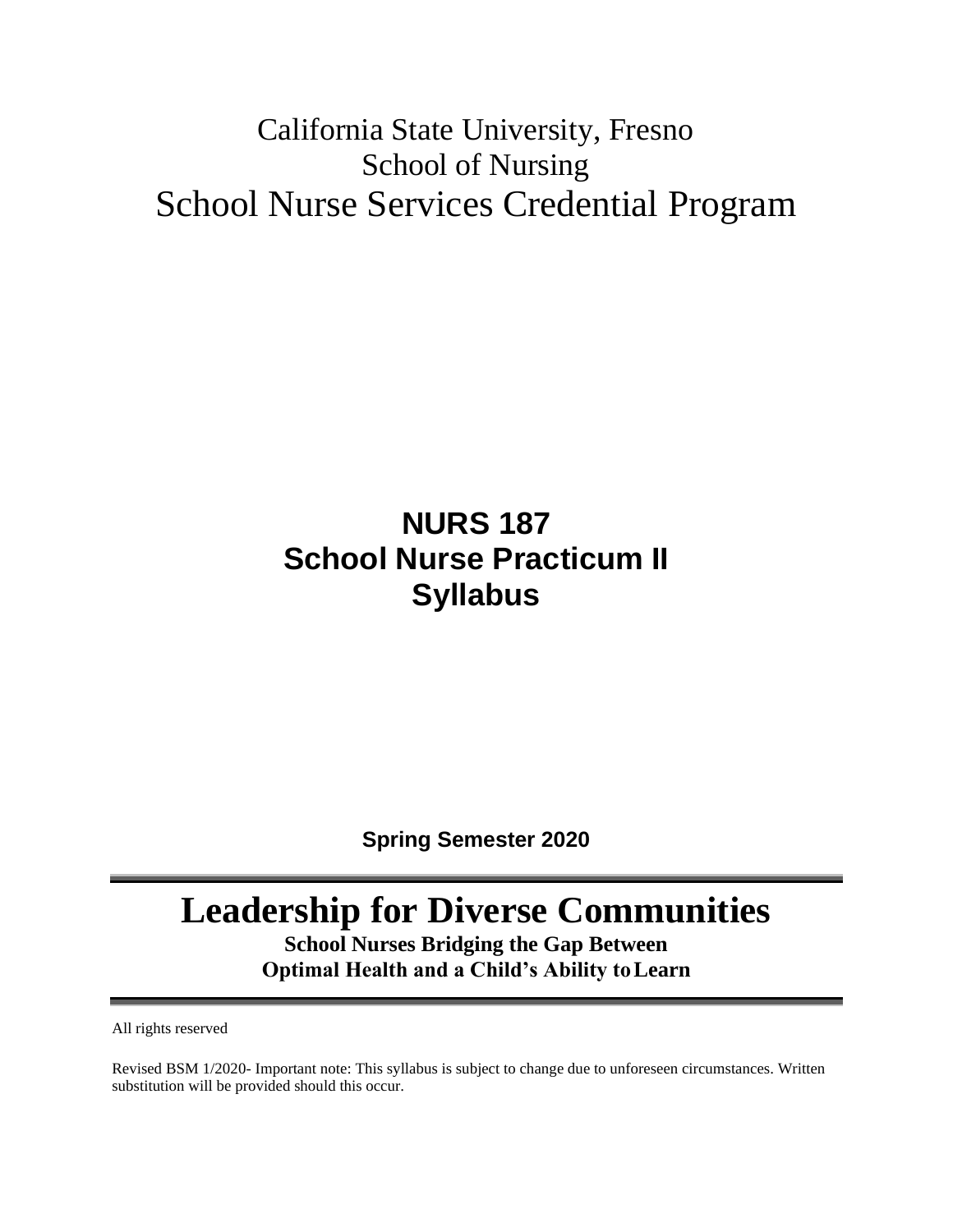# California State University, Fresno
## School of Nursing
# School Nurse Services Credential Program

## NURS 187
## School Nurse Practicum II
## Syllabus

**Spring Semester 2020**

---

# Leadership for Diverse Communities

**School Nurses Bridging the Gap Between**
**Optimal Health and a Child's Ability to Learn**

---

All rights reserved

Revised BSM 1/2020- Important note: This syllabus is subject to change due to unforeseen circumstances. Written substitution will be provided should this occur.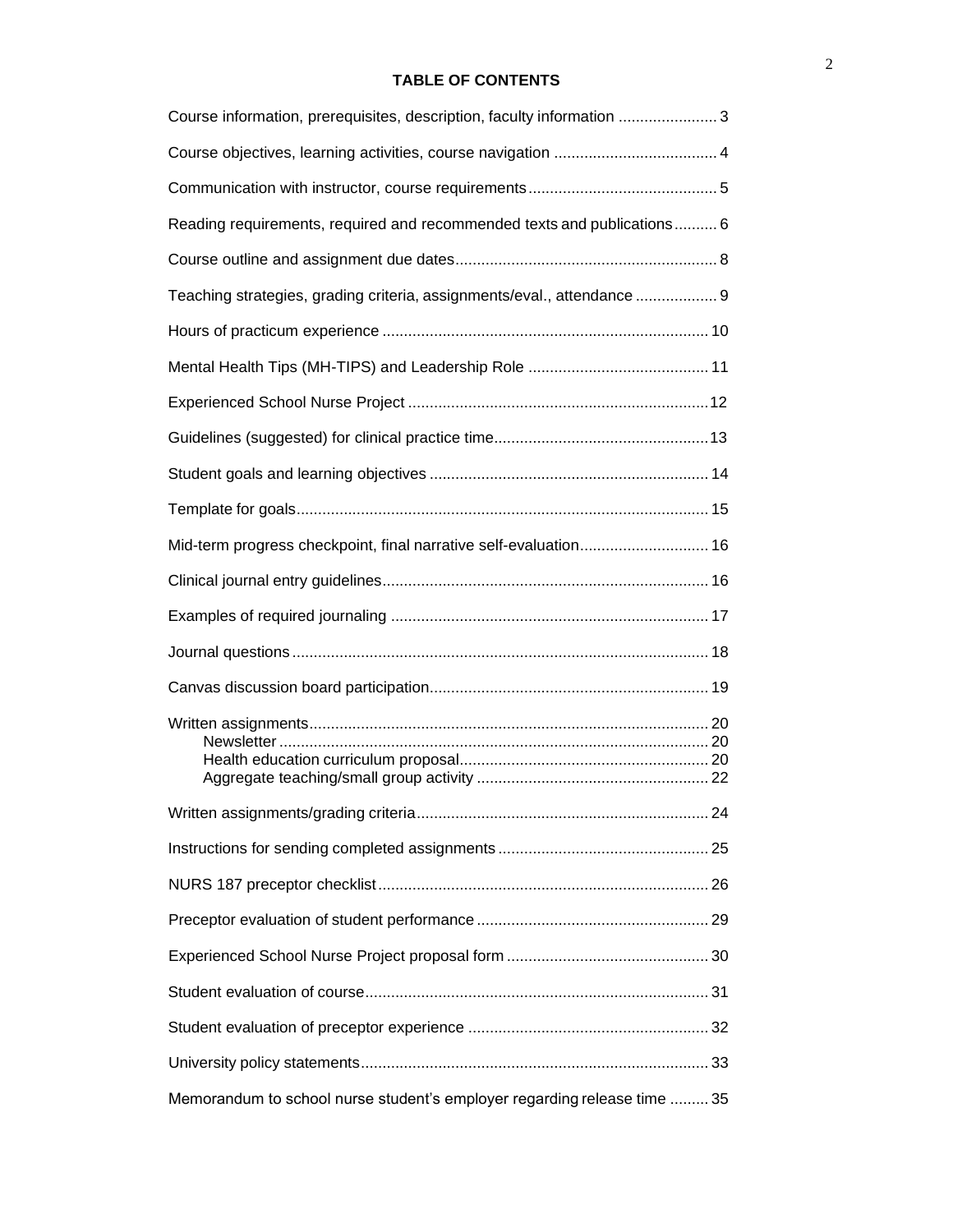# TABLE OF CONTENTS

| | |
|---|---|
| Course information, prerequisites, description, faculty information | 3 |
| Course objectives, learning activities, course navigation | 4 |
| Communication with instructor, course requirements | 5 |
| Reading requirements, required and recommended texts and publications | 6 |
| Course outline and assignment due dates | 8 |
| Teaching strategies, grading criteria, assignments/eval., attendance | 9 |
| Hours of practicum experience | 10 |
| Mental Health Tips (MH-TIPS) and Leadership Role | 11 |
| Experienced School Nurse Project | 12 |
| Guidelines (suggested) for clinical practice time | 13 |
| Student goals and learning objectives | 14 |
| Template for goals | 15 |
| Mid-term progress checkpoint, final narrative self-evaluation | 16 |
| Clinical journal entry guidelines | 16 |
| Examples of required journaling | 17 |
| Journal questions | 18 |
| Canvas discussion board participation | 19 |
| Written assignments | 20 |
| &nbsp;&nbsp;&nbsp;&nbsp;Newsletter | 20 |
| &nbsp;&nbsp;&nbsp;&nbsp;Health education curriculum proposal | 20 |
| &nbsp;&nbsp;&nbsp;&nbsp;Aggregate teaching/small group activity | 22 |
| Written assignments/grading criteria | 24 |
| Instructions for sending completed assignments | 25 |
| NURS 187 preceptor checklist | 26 |
| Preceptor evaluation of student performance | 29 |
| Experienced School Nurse Project proposal form | 30 |
| Student evaluation of course | 31 |
| Student evaluation of preceptor experience | 32 |
| University policy statements | 33 |
| Memorandum to school nurse student's employer regarding release time | 35 |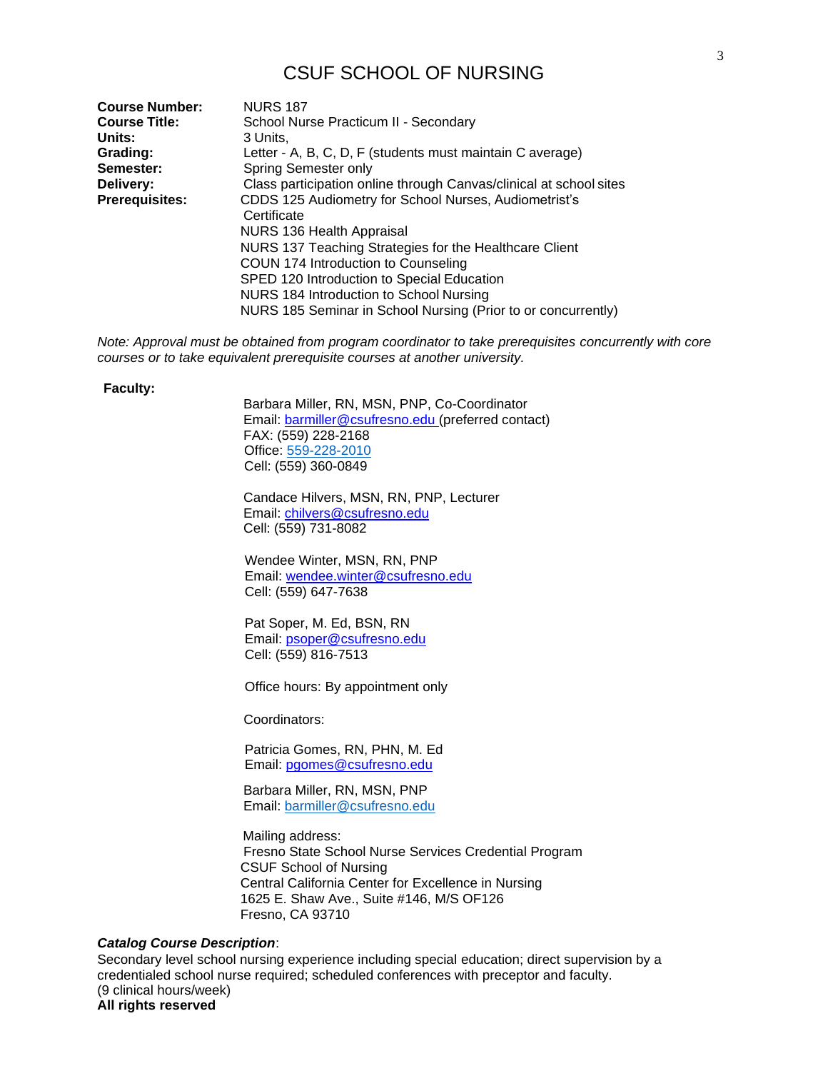# CSUF SCHOOL OF NURSING

**Course Number:** NURS 187
**Course Title:** School Nurse Practicum II - Secondary
**Units:** 3 Units,
**Grading:** Letter - A, B, C, D, F (students must maintain C average)
**Semester:** Spring Semester only
**Delivery:** Class participation online through Canvas/clinical at school sites
**Prerequisites:** CDDS 125 Audiometry for School Nurses, Audiometrist's Certificate
NURS 136 Health Appraisal
NURS 137 Teaching Strategies for the Healthcare Client
COUN 174 Introduction to Counseling
SPED 120 Introduction to Special Education
NURS 184 Introduction to School Nursing
NURS 185 Seminar in School Nursing (Prior to or concurrently)

*Note: Approval must be obtained from program coordinator to take prerequisites concurrently with core courses or to take equivalent prerequisite courses at another university.*

**Faculty:**

Barbara Miller, RN, MSN, PNP, Co-Coordinator
Email: barmiller@csufresno.edu (preferred contact)
FAX: (559) 228-2168
Office: 559-228-2010
Cell: (559) 360-0849

Candace Hilvers, MSN, RN, PNP, Lecturer
Email: chilvers@csufresno.edu
Cell: (559) 731-8082

Wendee Winter, MSN, RN, PNP
Email: wendee.winter@csufresno.edu
Cell: (559) 647-7638

Pat Soper, M. Ed, BSN, RN
Email: psoper@csufresno.edu
Cell: (559) 816-7513

Office hours: By appointment only

Coordinators:

Patricia Gomes, RN, PHN, M. Ed
Email: pgomes@csufresno.edu

Barbara Miller, RN, MSN, PNP
Email: barmiller@csufresno.edu

Mailing address:
Fresno State School Nurse Services Credential Program
CSUF School of Nursing
Central California Center for Excellence in Nursing
1625 E. Shaw Ave., Suite #146, M/S OF126
Fresno, CA 93710

***Catalog Course Description***:
Secondary level school nursing experience including special education; direct supervision by a credentialed school nurse required; scheduled conferences with preceptor and faculty.
(9 clinical hours/week)
**All rights reserved**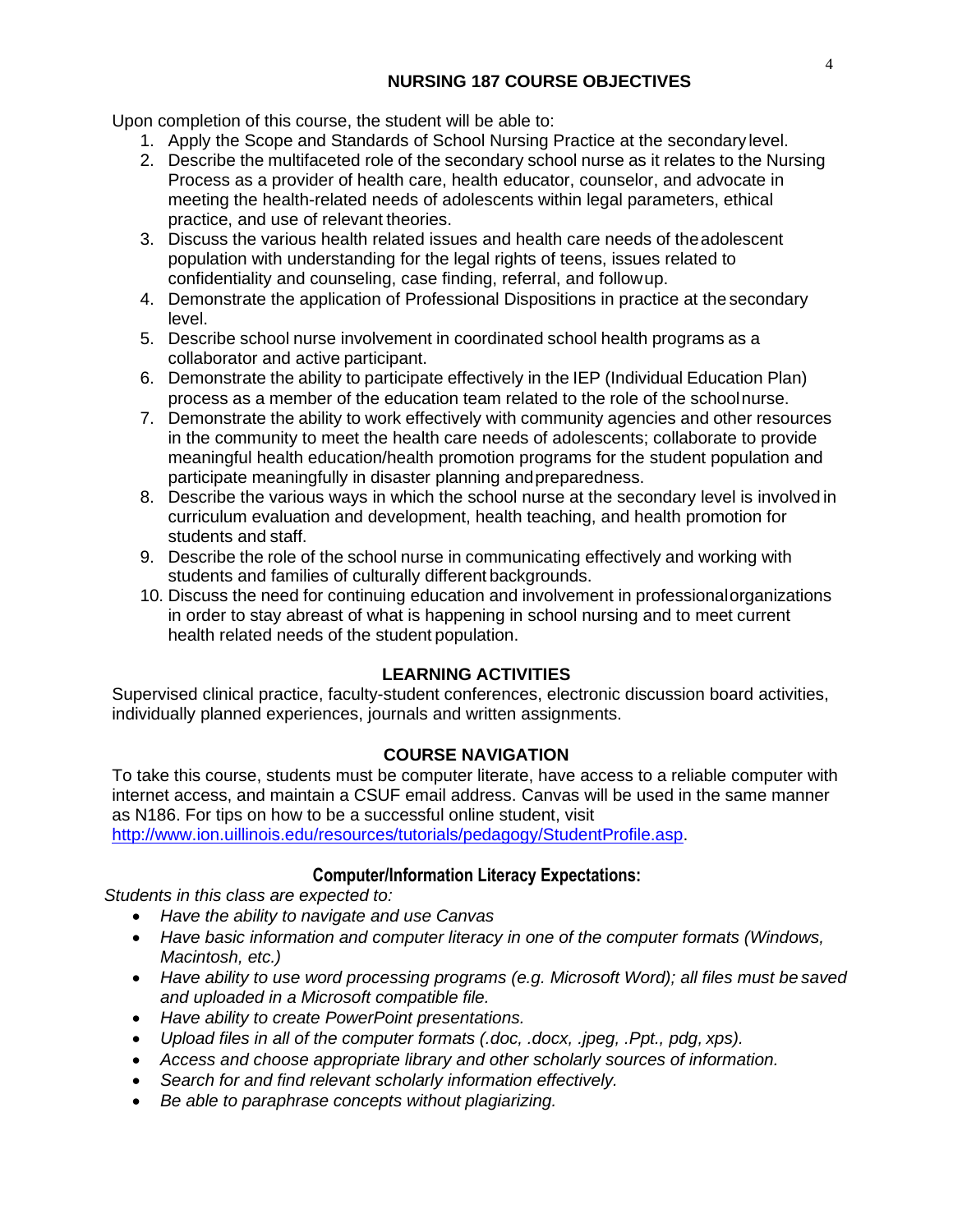## NURSING 187 COURSE OBJECTIVES

Upon completion of this course, the student will be able to:

1. Apply the Scope and Standards of School Nursing Practice at the secondary level.
2. Describe the multifaceted role of the secondary school nurse as it relates to the Nursing Process as a provider of health care, health educator, counselor, and advocate in meeting the health-related needs of adolescents within legal parameters, ethical practice, and use of relevant theories.
3. Discuss the various health related issues and health care needs of the adolescent population with understanding for the legal rights of teens, issues related to confidentiality and counseling, case finding, referral, and follow up.
4. Demonstrate the application of Professional Dispositions in practice at the secondary level.
5. Describe school nurse involvement in coordinated school health programs as a collaborator and active participant.
6. Demonstrate the ability to participate effectively in the IEP (Individual Education Plan) process as a member of the education team related to the role of the school nurse.
7. Demonstrate the ability to work effectively with community agencies and other resources in the community to meet the health care needs of adolescents; collaborate to provide meaningful health education/health promotion programs for the student population and participate meaningfully in disaster planning and preparedness.
8. Describe the various ways in which the school nurse at the secondary level is involved in curriculum evaluation and development, health teaching, and health promotion for students and staff.
9. Describe the role of the school nurse in communicating effectively and working with students and families of culturally different backgrounds.
10. Discuss the need for continuing education and involvement in professional organizations in order to stay abreast of what is happening in school nursing and to meet current health related needs of the student population.

## LEARNING ACTIVITIES

Supervised clinical practice, faculty-student conferences, electronic discussion board activities, individually planned experiences, journals and written assignments.

## COURSE NAVIGATION

To take this course, students must be computer literate, have access to a reliable computer with internet access, and maintain a CSUF email address. Canvas will be used in the same manner as N186. For tips on how to be a successful online student, visit http://www.ion.uillinois.edu/resources/tutorials/pedagogy/StudentProfile.asp.

### Computer/Information Literacy Expectations:

*Students in this class are expected to:*

- *Have the ability to navigate and use Canvas*
- *Have basic information and computer literacy in one of the computer formats (Windows, Macintosh, etc.)*
- *Have ability to use word processing programs (e.g. Microsoft Word); all files must be saved and uploaded in a Microsoft compatible file.*
- *Have ability to create PowerPoint presentations.*
- *Upload files in all of the computer formats (.doc, .docx, .jpeg, .Ppt., pdg, xps).*
- *Access and choose appropriate library and other scholarly sources of information.*
- *Search for and find relevant scholarly information effectively.*
- *Be able to paraphrase concepts without plagiarizing.*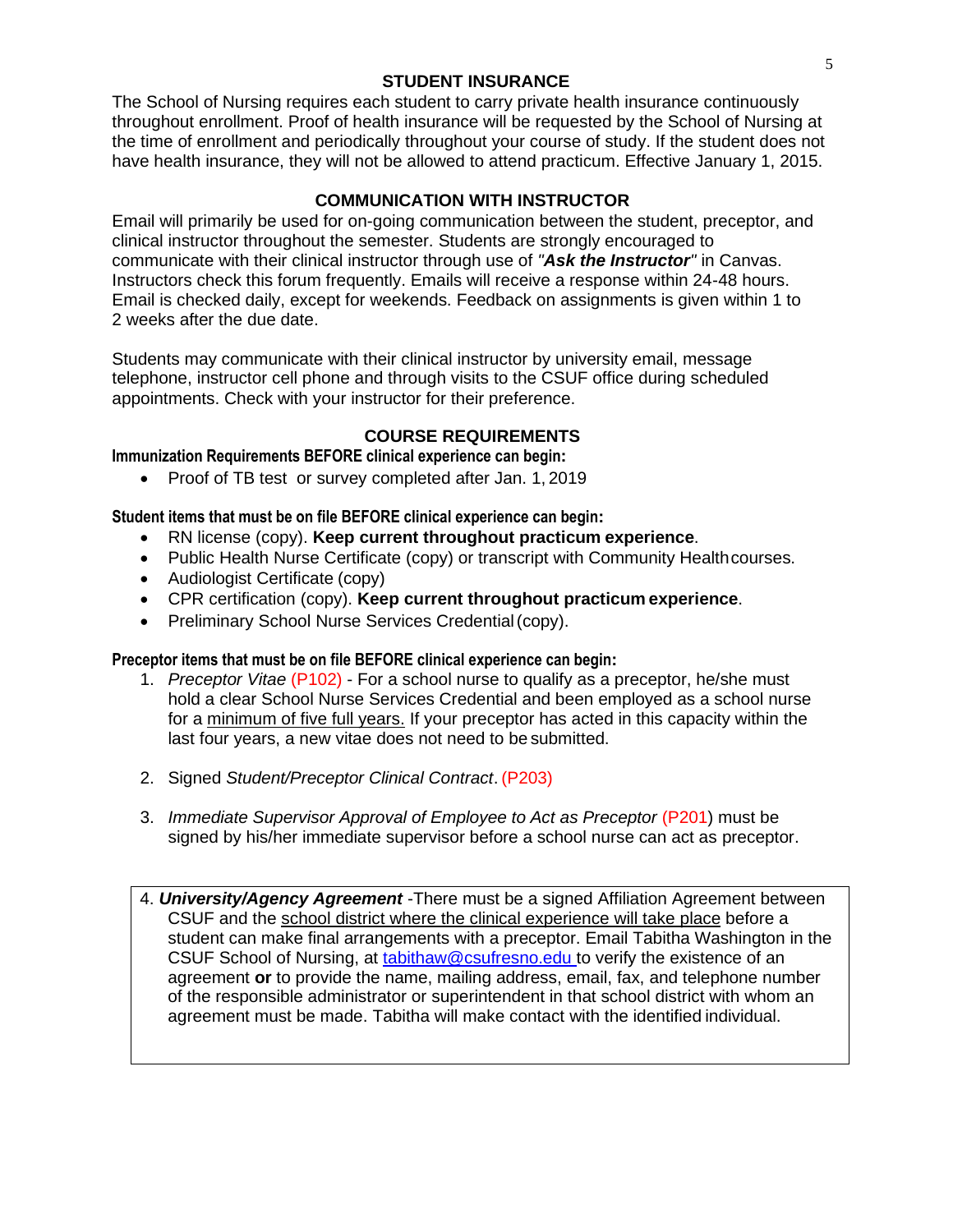## STUDENT INSURANCE

The School of Nursing requires each student to carry private health insurance continuously throughout enrollment. Proof of health insurance will be requested by the School of Nursing at the time of enrollment and periodically throughout your course of study. If the student does not have health insurance, they will not be allowed to attend practicum. Effective January 1, 2015.

## COMMUNICATION WITH INSTRUCTOR

Email will primarily be used for on-going communication between the student, preceptor, and clinical instructor throughout the semester. Students are strongly encouraged to communicate with their clinical instructor through use of *"**Ask the Instructor**"* in Canvas. Instructors check this forum frequently. Emails will receive a response within 24-48 hours. Email is checked daily, except for weekends. Feedback on assignments is given within 1 to 2 weeks after the due date.

Students may communicate with their clinical instructor by university email, message telephone, instructor cell phone and through visits to the CSUF office during scheduled appointments. Check with your instructor for their preference.

## COURSE REQUIREMENTS

**Immunization Requirements BEFORE clinical experience can begin:**

- Proof of TB test or survey completed after Jan. 1, 2019

**Student items that must be on file BEFORE clinical experience can begin:**

- RN license (copy). **Keep current throughout practicum experience**.
- Public Health Nurse Certificate (copy) or transcript with Community Health courses.
- Audiologist Certificate (copy)
- CPR certification (copy). **Keep current throughout practicum experience**.
- Preliminary School Nurse Services Credential (copy).

**Preceptor items that must be on file BEFORE clinical experience can begin:**

1. *Preceptor Vitae* (P102) - For a school nurse to qualify as a preceptor, he/she must hold a clear School Nurse Services Credential and been employed as a school nurse for a minimum of five full years. If your preceptor has acted in this capacity within the last four years, a new vitae does not need to be submitted.

2. Signed *Student/Preceptor Clinical Contract*. (P203)

3. *Immediate Supervisor Approval of Employee to Act as Preceptor* (P201) must be signed by his/her immediate supervisor before a school nurse can act as preceptor.

4. ***University/Agency Agreement*** -There must be a signed Affiliation Agreement between CSUF and the school district where the clinical experience will take place before a student can make final arrangements with a preceptor. Email Tabitha Washington in the CSUF School of Nursing, at tabithaw@csufresno.edu to verify the existence of an agreement **or** to provide the name, mailing address, email, fax, and telephone number of the responsible administrator or superintendent in that school district with whom an agreement must be made. Tabitha will make contact with the identified individual.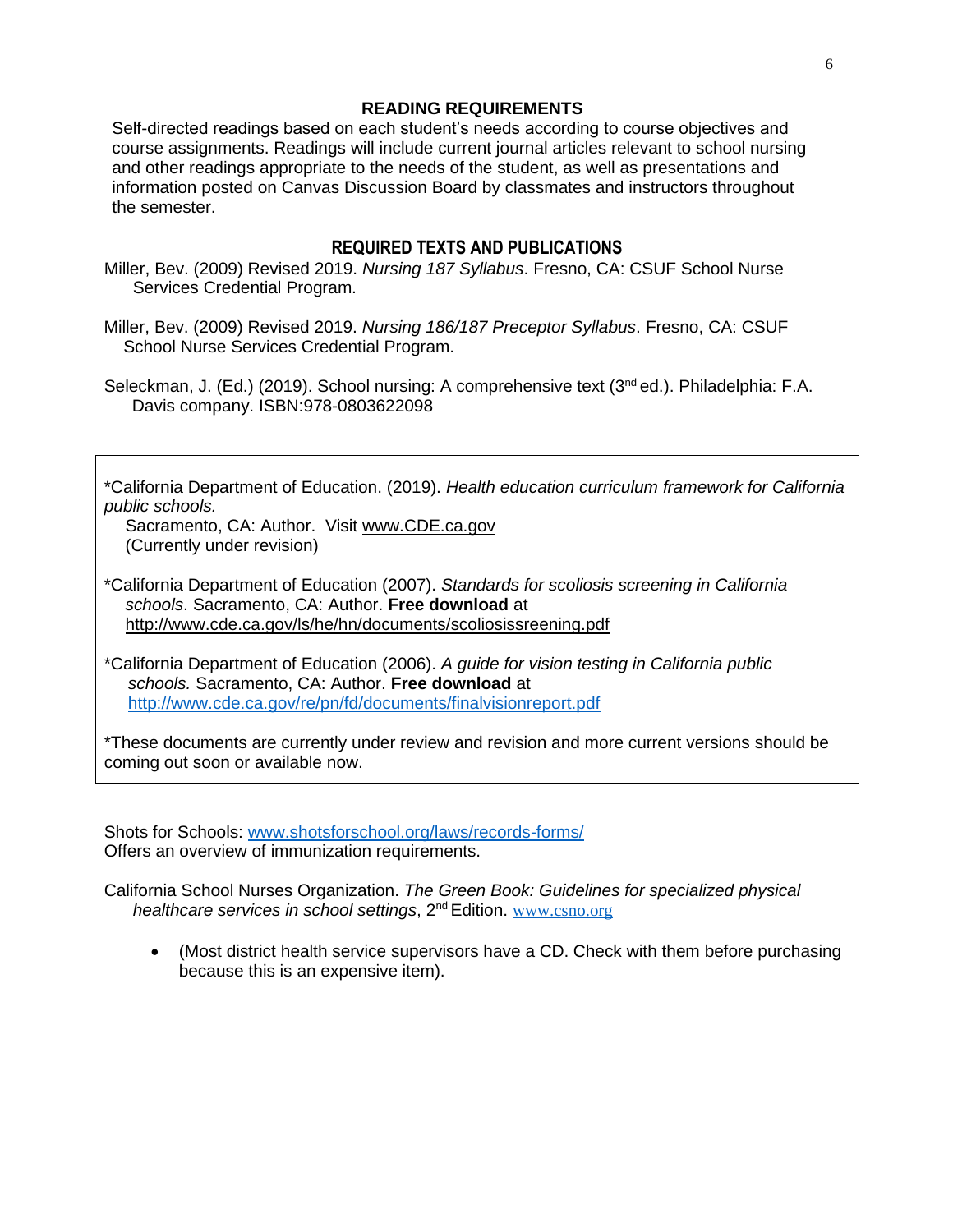## READING REQUIREMENTS

Self-directed readings based on each student's needs according to course objectives and course assignments. Readings will include current journal articles relevant to school nursing and other readings appropriate to the needs of the student, as well as presentations and information posted on Canvas Discussion Board by classmates and instructors throughout the semester.

## REQUIRED TEXTS AND PUBLICATIONS

Miller, Bev. (2009) Revised 2019. *Nursing 187 Syllabus*. Fresno, CA: CSUF School Nurse Services Credential Program.

Miller, Bev. (2009) Revised 2019. *Nursing 186/187 Preceptor Syllabus*. Fresno, CA: CSUF School Nurse Services Credential Program.

Seleckman, J. (Ed.) (2019). School nursing: A comprehensive text (3rd ed.). Philadelphia: F.A. Davis company. ISBN:978-0803622098

*California Department of Education. (2019). *Health education curriculum framework for California public schools.* Sacramento, CA: Author. Visit www.CDE.ca.gov (Currently under revision)

*California Department of Education (2007). *Standards for scoliosis screening in California schools*. Sacramento, CA: Author. **Free download** at http://www.cde.ca.gov/ls/he/hn/documents/scoliosissreening.pdf

*California Department of Education (2006). *A guide for vision testing in California public schools.* Sacramento, CA: Author. **Free download** at http://www.cde.ca.gov/re/pn/fd/documents/finalvisionreport.pdf

*These documents are currently under review and revision and more current versions should be coming out soon or available now.

Shots for Schools: www.shotsforschool.org/laws/records-forms/
Offers an overview of immunization requirements.

California School Nurses Organization. *The Green Book: Guidelines for specialized physical healthcare services in school settings*, 2nd Edition. www.csno.org

- (Most district health service supervisors have a CD. Check with them before purchasing because this is an expensive item).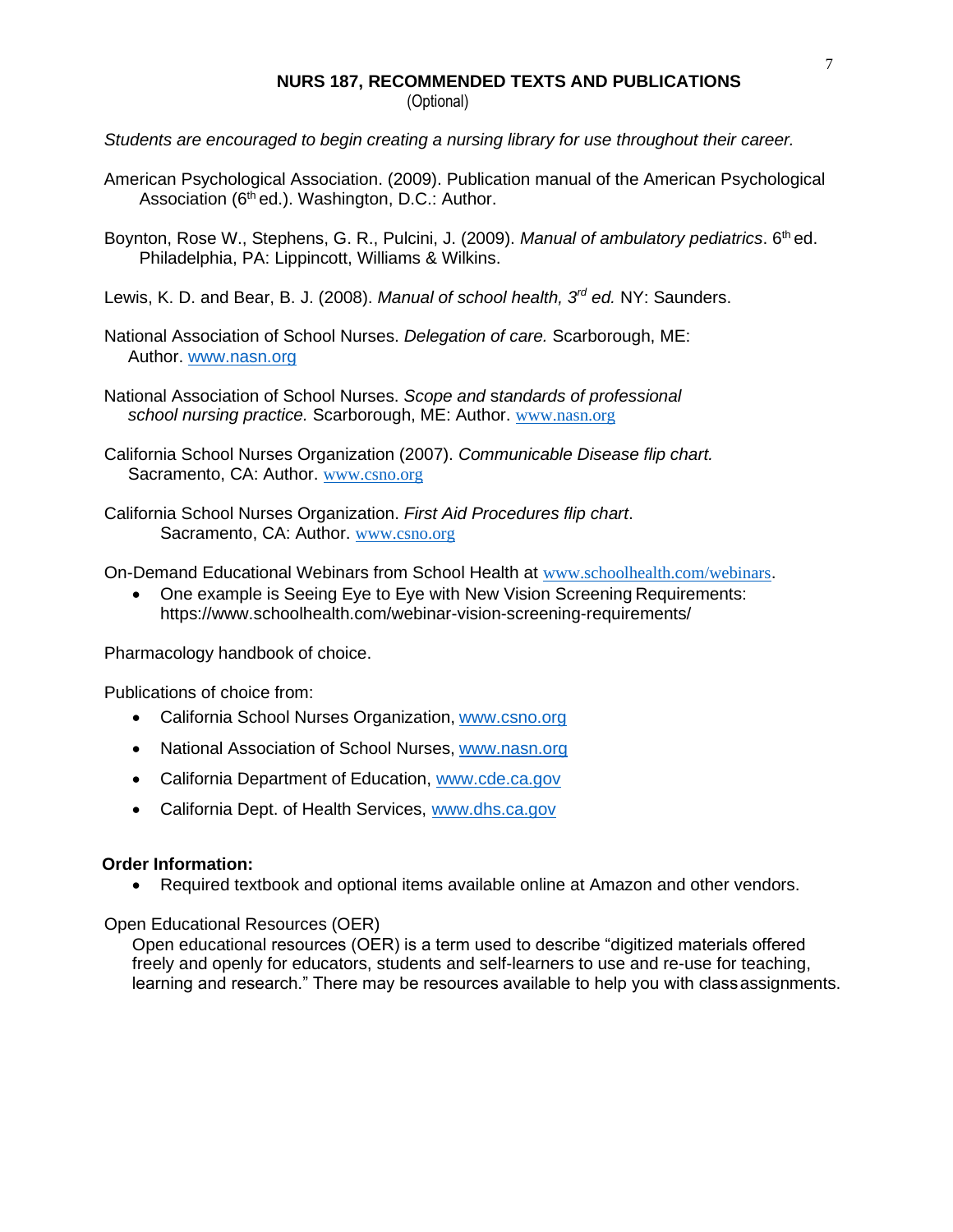## NURS 187, RECOMMENDED TEXTS AND PUBLICATIONS

(Optional)

*Students are encouraged to begin creating a nursing library for use throughout their career.*

American Psychological Association. (2009). Publication manual of the American Psychological Association (6th ed.). Washington, D.C.: Author.

Boynton, Rose W., Stephens, G. R., Pulcini, J. (2009). *Manual of ambulatory pediatrics*. 6th ed. Philadelphia, PA: Lippincott, Williams & Wilkins.

Lewis, K. D. and Bear, B. J. (2008). *Manual of school health, 3rd ed.* NY: Saunders.

National Association of School Nurses. *Delegation of care.* Scarborough, ME: Author. www.nasn.org

National Association of School Nurses. *Scope and standards of professional school nursing practice.* Scarborough, ME: Author. www.nasn.org

California School Nurses Organization (2007). *Communicable Disease flip chart.* Sacramento, CA: Author. www.csno.org

California School Nurses Organization. *First Aid Procedures flip chart*. Sacramento, CA: Author. www.csno.org

On-Demand Educational Webinars from School Health at www.schoolhealth.com/webinars.

- One example is Seeing Eye to Eye with New Vision Screening Requirements: https://www.schoolhealth.com/webinar-vision-screening-requirements/

Pharmacology handbook of choice.

Publications of choice from:

- California School Nurses Organization, www.csno.org
- National Association of School Nurses, www.nasn.org
- California Department of Education, www.cde.ca.gov
- California Dept. of Health Services, www.dhs.ca.gov

**Order Information:**

- Required textbook and optional items available online at Amazon and other vendors.

Open Educational Resources (OER)

Open educational resources (OER) is a term used to describe "digitized materials offered freely and openly for educators, students and self-learners to use and re-use for teaching, learning and research." There may be resources available to help you with class assignments.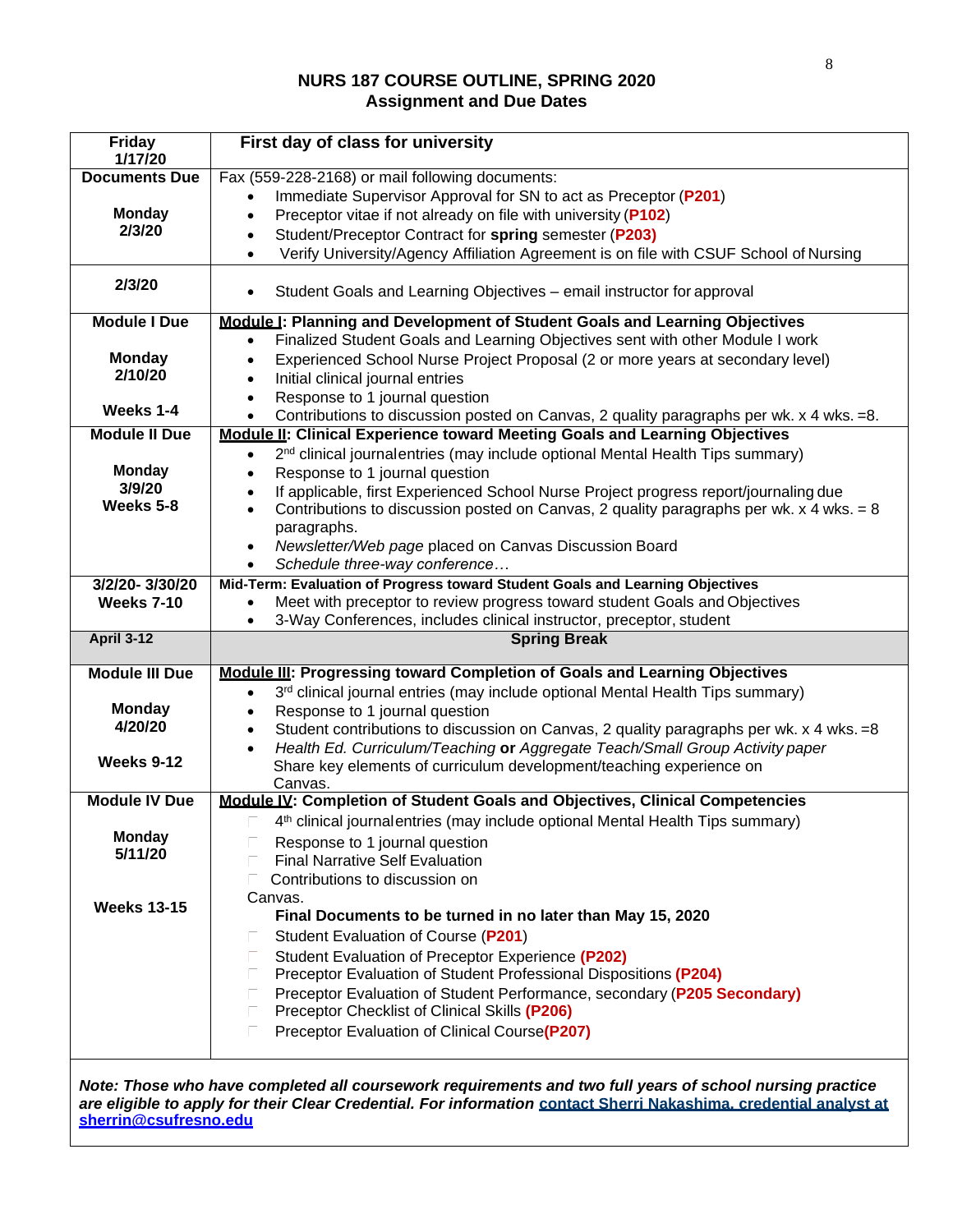# NURS 187 COURSE OUTLINE, SPRING 2020
## Assignment and Due Dates

| **Friday 1/17/20** | **First day of class for university** |
|---|---|
| **Documents Due**<br><br>**Monday 2/3/20** | Fax (559-228-2168) or mail following documents:<br>• Immediate Supervisor Approval for SN to act as Preceptor (**P201**)<br>• Preceptor vitae if not already on file with university (**P102**)<br>• Student/Preceptor Contract for **spring** semester (**P203)**<br>• Verify University/Agency Affiliation Agreement is on file with CSUF School of Nursing |
| **2/3/20** | • Student Goals and Learning Objectives – email instructor for approval |
| **Module I Due**<br><br>**Monday 2/10/20**<br><br>**Weeks 1-4** | **Module I: Planning and Development of Student Goals and Learning Objectives**<br>• Finalized Student Goals and Learning Objectives sent with other Module I work<br>• Experienced School Nurse Project Proposal (2 or more years at secondary level)<br>• Initial clinical journal entries<br>• Response to 1 journal question<br>• Contributions to discussion posted on Canvas, 2 quality paragraphs per wk. x 4 wks. =8. |
| **Module II Due**<br><br>**Monday 3/9/20**<br>**Weeks 5-8** | **Module II: Clinical Experience toward Meeting Goals and Learning Objectives**<br>• 2nd clinical journalentries (may include optional Mental Health Tips summary)<br>• Response to 1 journal question<br>• If applicable, first Experienced School Nurse Project progress report/journaling due<br>• Contributions to discussion posted on Canvas, 2 quality paragraphs per wk. x 4 wks. = 8 paragraphs.<br>• *Newsletter/Web page* placed on Canvas Discussion Board<br>• *Schedule three-way conference…* |
| **3/2/20- 3/30/20**<br>**Weeks 7-10** | **Mid-Term: Evaluation of Progress toward Student Goals and Learning Objectives**<br>• Meet with preceptor to review progress toward student Goals and Objectives<br>• 3-Way Conferences, includes clinical instructor, preceptor, student |
| **April 3-12** | **Spring Break** |
| **Module III Due**<br><br>**Monday 4/20/20**<br><br>**Weeks 9-12** | **Module III: Progressing toward Completion of Goals and Learning Objectives**<br>• 3rd clinical journal entries (may include optional Mental Health Tips summary)<br>• Response to 1 journal question<br>• Student contributions to discussion on Canvas, 2 quality paragraphs per wk. x 4 wks. =8<br>• *Health Ed. Curriculum/Teaching* **or** *Aggregate Teach/Small Group Activity paper* Share key elements of curriculum development/teaching experience on Canvas. |
| **Module IV Due**<br><br>**Monday 5/11/20**<br><br>**Weeks 13-15** | **Module IV: Completion of Student Goals and Objectives, Clinical Competencies**<br>• 4th clinical journalentries (may include optional Mental Health Tips summary)<br>• Response to 1 journal question<br>• Final Narrative Self Evaluation<br>• Contributions to discussion on Canvas.<br>**Final Documents to be turned in no later than May 15, 2020**<br>• Student Evaluation of Course (**P201**)<br>• Student Evaluation of Preceptor Experience **(P202)**<br>• Preceptor Evaluation of Student Professional Dispositions **(P204)**<br>• Preceptor Evaluation of Student Performance, secondary (**P205 Secondary)**<br>• Preceptor Checklist of Clinical Skills **(P206)**<br>• Preceptor Evaluation of Clinical Course**(P207)** |

***Note: Those who have completed all coursework requirements and two full years of school nursing practice are eligible to apply for their Clear Credential. For information*** **contact Sherri Nakashima, credential analyst at sherrin@csufresno.edu**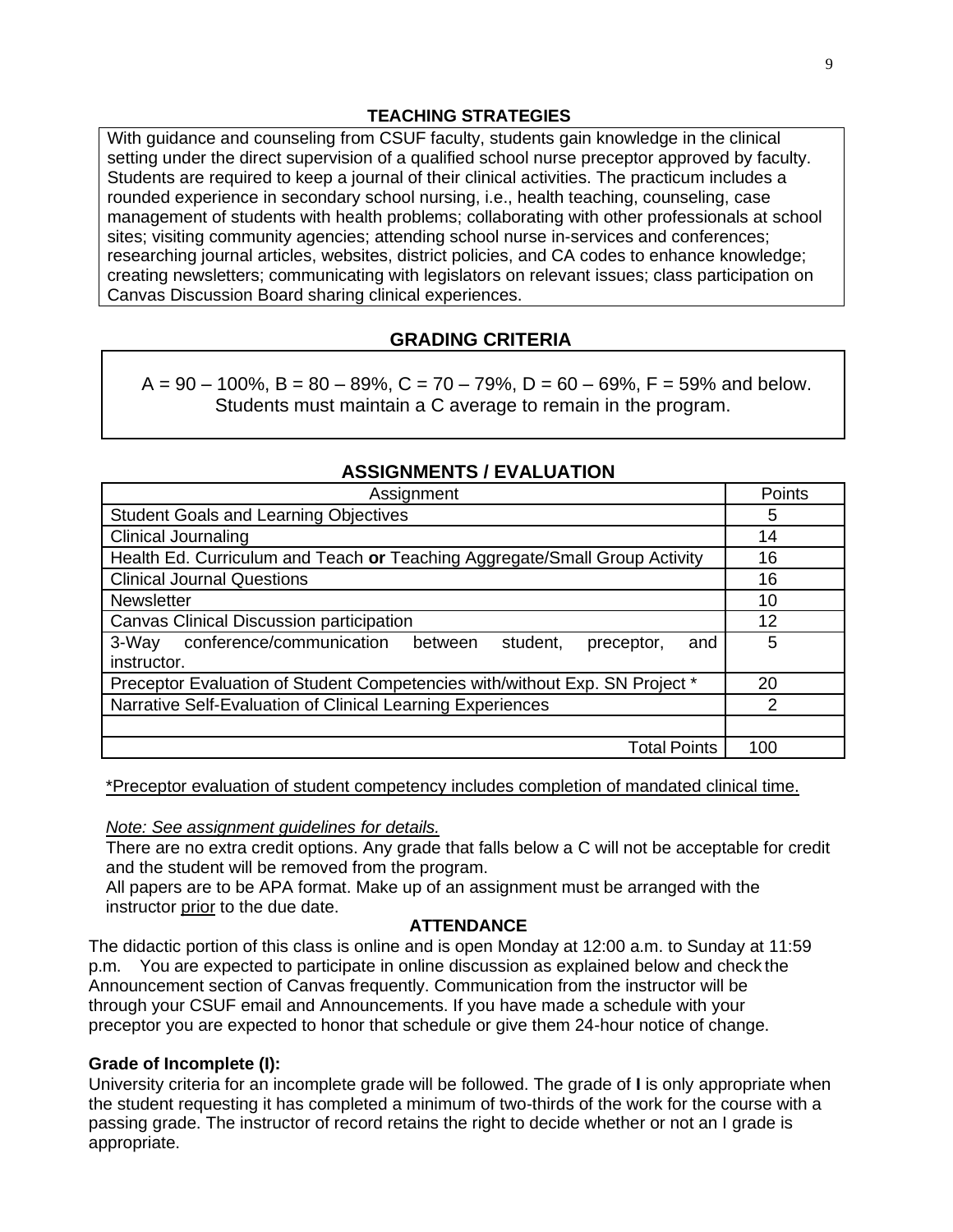## TEACHING STRATEGIES

With guidance and counseling from CSUF faculty, students gain knowledge in the clinical setting under the direct supervision of a qualified school nurse preceptor approved by faculty. Students are required to keep a journal of their clinical activities. The practicum includes a rounded experience in secondary school nursing, i.e., health teaching, counseling, case management of students with health problems; collaborating with other professionals at school sites; visiting community agencies; attending school nurse in-services and conferences; researching journal articles, websites, district policies, and CA codes to enhance knowledge; creating newsletters; communicating with legislators on relevant issues; class participation on Canvas Discussion Board sharing clinical experiences.

## GRADING CRITERIA

A = 90 – 100%, B = 80 – 89%, C = 70 – 79%, D = 60 – 69%, F = 59% and below. Students must maintain a C average to remain in the program.

## ASSIGNMENTS / EVALUATION

| Assignment | Points |
|---|---|
| Student Goals and Learning Objectives | 5 |
| Clinical Journaling | 14 |
| Health Ed. Curriculum and Teach **or** Teaching Aggregate/Small Group Activity | 16 |
| Clinical Journal Questions | 16 |
| Newsletter | 10 |
| Canvas Clinical Discussion participation | 12 |
| 3-Way conference/communication between student, preceptor, and instructor. | 5 |
| Preceptor Evaluation of Student Competencies with/without Exp. SN Project * | 20 |
| Narrative Self-Evaluation of Clinical Learning Experiences | 2 |
| | |
| Total Points | 100 |

*Preceptor evaluation of student competency includes completion of mandated clinical time.

*Note: See assignment guidelines for details.*

There are no extra credit options. Any grade that falls below a C will not be acceptable for credit and the student will be removed from the program.

All papers are to be APA format. Make up of an assignment must be arranged with the instructor prior to the due date.

## ATTENDANCE

The didactic portion of this class is online and is open Monday at 12:00 a.m. to Sunday at 11:59 p.m. You are expected to participate in online discussion as explained below and check the Announcement section of Canvas frequently. Communication from the instructor will be through your CSUF email and Announcements. If you have made a schedule with your preceptor you are expected to honor that schedule or give them 24-hour notice of change.

**Grade of Incomplete (I):**

University criteria for an incomplete grade will be followed. The grade of **I** is only appropriate when the student requesting it has completed a minimum of two-thirds of the work for the course with a passing grade. The instructor of record retains the right to decide whether or not an I grade is appropriate.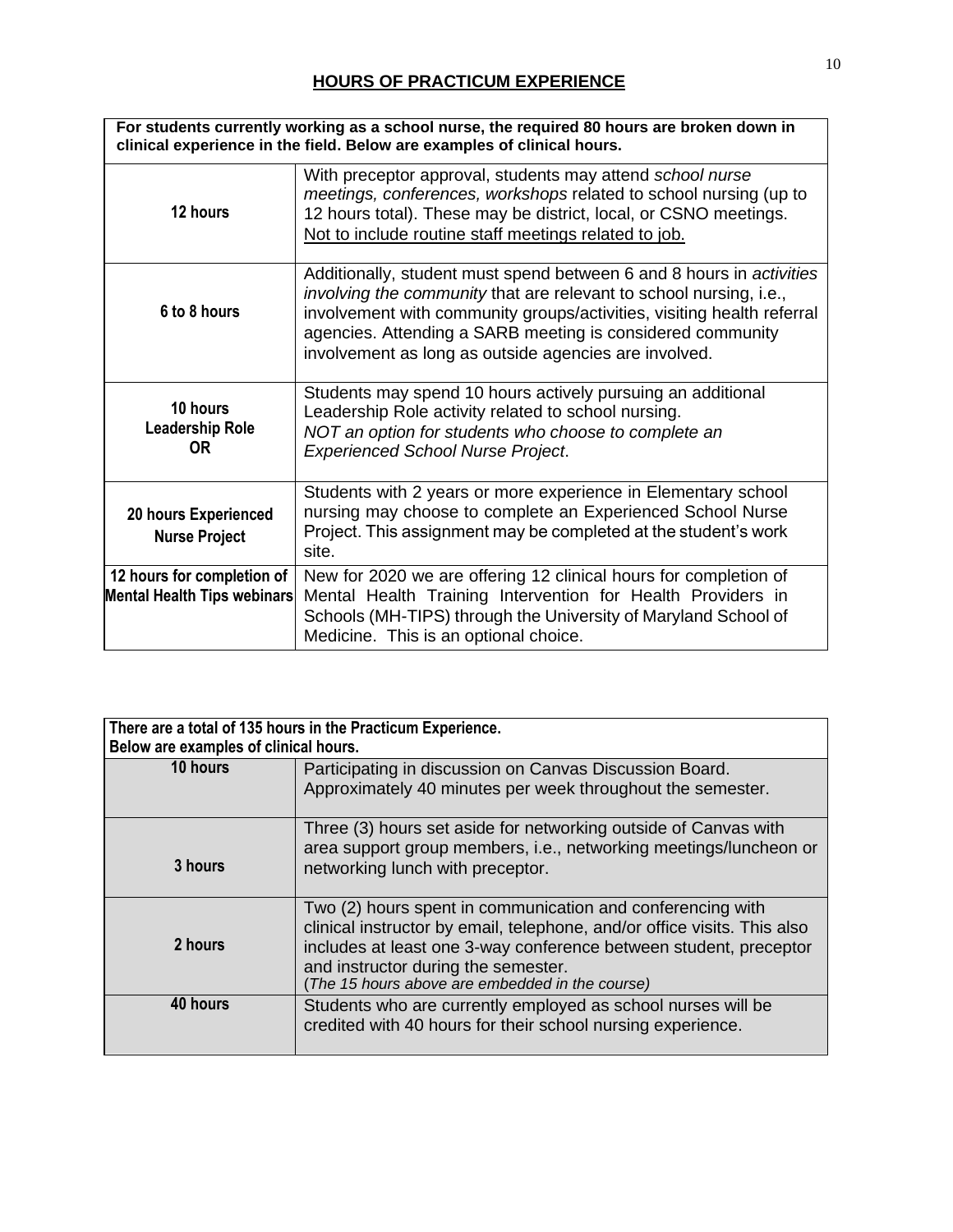# HOURS OF PRACTICUM EXPERIENCE

| For students currently working as a school nurse, the required 80 hours are broken down in clinical experience in the field. Below are examples of clinical hours. | |
|---|---|
| **12 hours** | With preceptor approval, students may attend *school nurse meetings, conferences, workshops* related to school nursing (up to 12 hours total). These may be district, local, or CSNO meetings. Not to include routine staff meetings related to job. |
| **6 to 8 hours** | Additionally, student must spend between 6 and 8 hours in *activities involving the community* that are relevant to school nursing, i.e., involvement with community groups/activities, visiting health referral agencies. Attending a SARB meeting is considered community involvement as long as outside agencies are involved. |
| **10 hours Leadership Role OR** | Students may spend 10 hours actively pursuing an additional Leadership Role activity related to school nursing. *NOT an option for students who choose to complete an Experienced School Nurse Project*. |
| **20 hours Experienced Nurse Project** | Students with 2 years or more experience in Elementary school nursing may choose to complete an Experienced School Nurse Project. This assignment may be completed at the student's work site. |
| **12 hours for completion of Mental Health Tips webinars** | New for 2020 we are offering 12 clinical hours for completion of Mental Health Training Intervention for Health Providers in Schools (MH-TIPS) through the University of Maryland School of Medicine. This is an optional choice. |

| There are a total of 135 hours in the Practicum Experience. Below are examples of clinical hours. | |
|---|---|
| **10 hours** | Participating in discussion on Canvas Discussion Board. Approximately 40 minutes per week throughout the semester. |
| **3 hours** | Three (3) hours set aside for networking outside of Canvas with area support group members, i.e., networking meetings/luncheon or networking lunch with preceptor. |
| **2 hours** | Two (2) hours spent in communication and conferencing with clinical instructor by email, telephone, and/or office visits. This also includes at least one 3-way conference between student, preceptor and instructor during the semester. (*The 15 hours above are embedded in the course)* |
| **40 hours** | Students who are currently employed as school nurses will be credited with 40 hours for their school nursing experience. |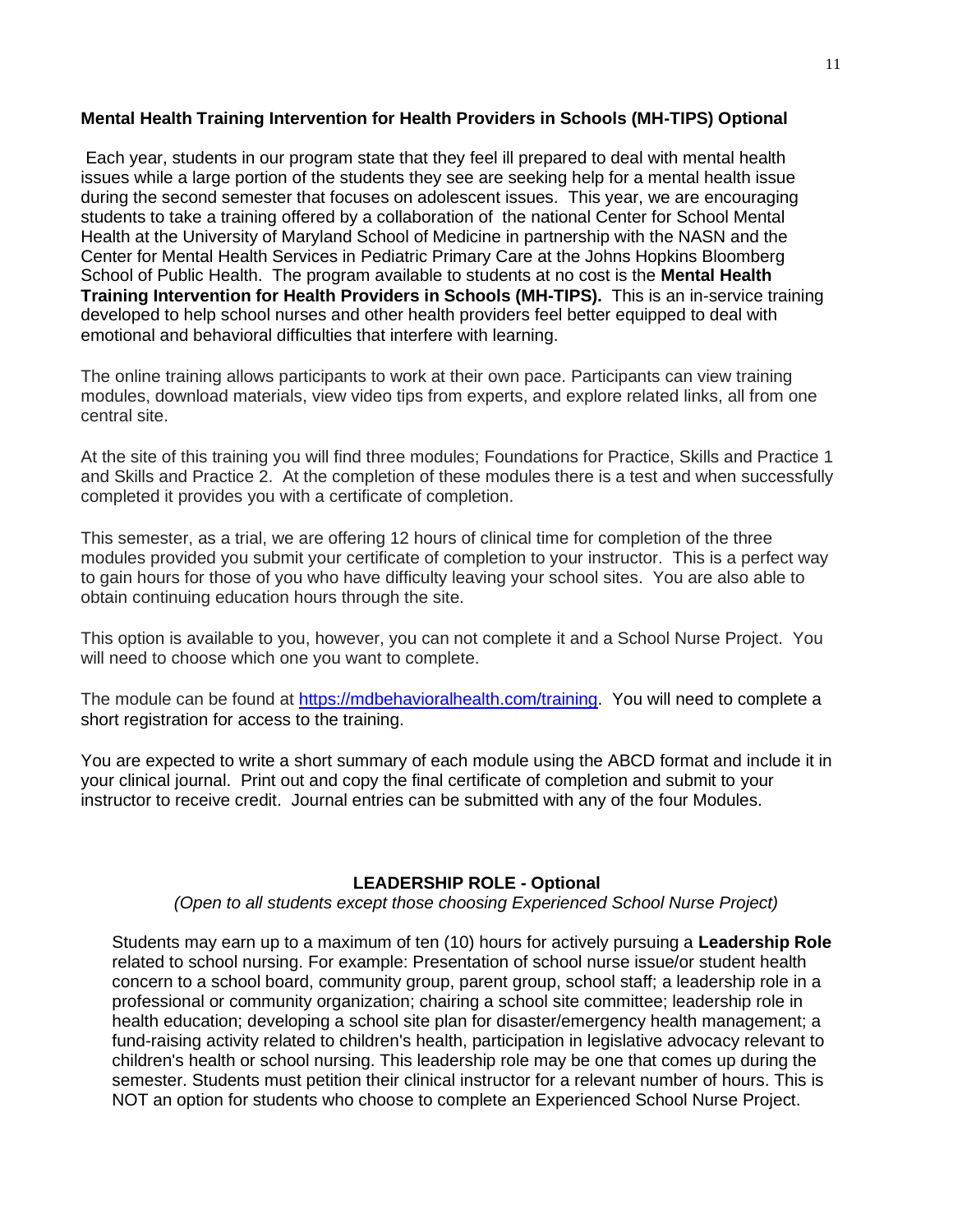**Mental Health Training Intervention for Health Providers in Schools (MH-TIPS) Optional**

Each year, students in our program state that they feel ill prepared to deal with mental health issues while a large portion of the students they see are seeking help for a mental health issue during the second semester that focuses on adolescent issues. This year, we are encouraging students to take a training offered by a collaboration of the national Center for School Mental Health at the University of Maryland School of Medicine in partnership with the NASN and the Center for Mental Health Services in Pediatric Primary Care at the Johns Hopkins Bloomberg School of Public Health. The program available to students at no cost is the **Mental Health Training Intervention for Health Providers in Schools (MH-TIPS).** This is an in-service training developed to help school nurses and other health providers feel better equipped to deal with emotional and behavioral difficulties that interfere with learning.

The online training allows participants to work at their own pace. Participants can view training modules, download materials, view video tips from experts, and explore related links, all from one central site.

At the site of this training you will find three modules; Foundations for Practice, Skills and Practice 1 and Skills and Practice 2. At the completion of these modules there is a test and when successfully completed it provides you with a certificate of completion.

This semester, as a trial, we are offering 12 hours of clinical time for completion of the three modules provided you submit your certificate of completion to your instructor. This is a perfect way to gain hours for those of you who have difficulty leaving your school sites. You are also able to obtain continuing education hours through the site.

This option is available to you, however, you can not complete it and a School Nurse Project. You will need to choose which one you want to complete.

The module can be found at [https://mdbehavioralhealth.com/training](https://mdbehavioralhealth.com/training). You will need to complete a short registration for access to the training.

You are expected to write a short summary of each module using the ABCD format and include it in your clinical journal. Print out and copy the final certificate of completion and submit to your instructor to receive credit. Journal entries can be submitted with any of the four Modules.

**LEADERSHIP ROLE - Optional**

*(Open to all students except those choosing Experienced School Nurse Project)*

Students may earn up to a maximum of ten (10) hours for actively pursuing a **Leadership Role** related to school nursing. For example: Presentation of school nurse issue/or student health concern to a school board, community group, parent group, school staff; a leadership role in a professional or community organization; chairing a school site committee; leadership role in health education; developing a school site plan for disaster/emergency health management; a fund-raising activity related to children's health, participation in legislative advocacy relevant to children's health or school nursing. This leadership role may be one that comes up during the semester. Students must petition their clinical instructor for a relevant number of hours. This is NOT an option for students who choose to complete an Experienced School Nurse Project.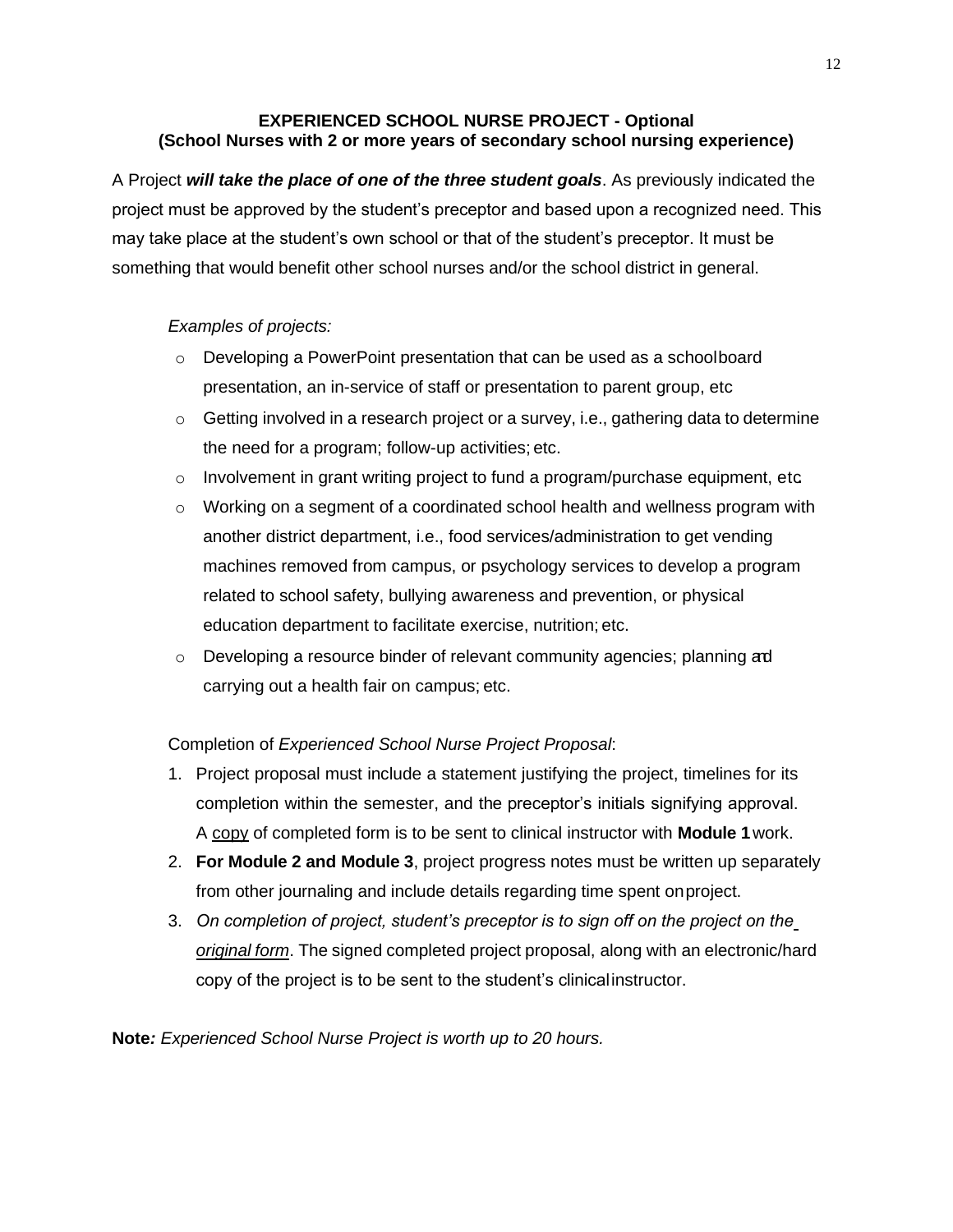## EXPERIENCED SCHOOL NURSE PROJECT - Optional
## (School Nurses with 2 or more years of secondary school nursing experience)

A Project ***will take the place of one of the three student goals***. As previously indicated the project must be approved by the student's preceptor and based upon a recognized need. This may take place at the student's own school or that of the student's preceptor. It must be something that would benefit other school nurses and/or the school district in general.

*Examples of projects:*

- Developing a PowerPoint presentation that can be used as a schoolboard presentation, an in-service of staff or presentation to parent group, etc
- Getting involved in a research project or a survey, i.e., gathering data to determine the need for a program; follow-up activities; etc.
- Involvement in grant writing project to fund a program/purchase equipment, etc.
- Working on a segment of a coordinated school health and wellness program with another district department, i.e., food services/administration to get vending machines removed from campus, or psychology services to develop a program related to school safety, bullying awareness and prevention, or physical education department to facilitate exercise, nutrition; etc.
- Developing a resource binder of relevant community agencies; planning and carrying out a health fair on campus; etc.

Completion of *Experienced School Nurse Project Proposal*:

1. Project proposal must include a statement justifying the project, timelines for its completion within the semester, and the preceptor's initials signifying approval. A <u>copy</u> of completed form is to be sent to clinical instructor with **Module 1** work.
2. **For Module 2 and Module 3**, project progress notes must be written up separately from other journaling and include details regarding time spent on project.
3. *On completion of project, student's preceptor is to sign off on the project on the <u>original form</u>*. The signed completed project proposal, along with an electronic/hard copy of the project is to be sent to the student's clinical instructor.

**Note***: Experienced School Nurse Project is worth up to 20 hours.*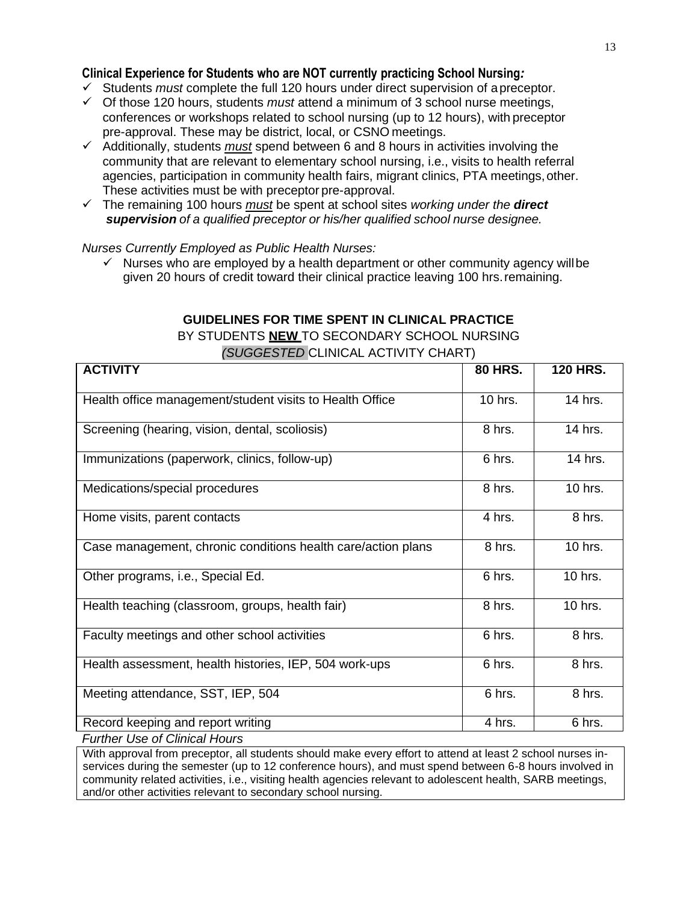**Clinical Experience for Students who are NOT currently practicing School Nursing*:***

- ✓ Students *must* complete the full 120 hours under direct supervision of a preceptor.
- ✓ Of those 120 hours, students *must* attend a minimum of 3 school nurse meetings, conferences or workshops related to school nursing (up to 12 hours), with preceptor pre-approval. These may be district, local, or CSNO meetings.
- ✓ Additionally, students ***must*** spend between 6 and 8 hours in activities involving the community that are relevant to elementary school nursing, i.e., visits to health referral agencies, participation in community health fairs, migrant clinics, PTA meetings, other. These activities must be with preceptor pre-approval.
- ✓ The remaining 100 hours ***must*** be spent at school sites *working under the **direct supervision** of a qualified preceptor or his/her qualified school nurse designee.*

*Nurses Currently Employed as Public Health Nurses:*

- ✓ Nurses who are employed by a health department or other community agency will be given 20 hours of credit toward their clinical practice leaving 100 hrs. remaining.

**GUIDELINES FOR TIME SPENT IN CLINICAL PRACTICE**

BY STUDENTS **NEW** TO SECONDARY SCHOOL NURSING

*(SUGGESTED* CLINICAL ACTIVITY CHART)

| **ACTIVITY** | **80 HRS.** | **120 HRS.** |
|---|---|---|
| Health office management/student visits to Health Office | 10 hrs. | 14 hrs. |
| Screening (hearing, vision, dental, scoliosis) | 8 hrs. | 14 hrs. |
| Immunizations (paperwork, clinics, follow-up) | 6 hrs. | 14 hrs. |
| Medications/special procedures | 8 hrs. | 10 hrs. |
| Home visits, parent contacts | 4 hrs. | 8 hrs. |
| Case management, chronic conditions health care/action plans | 8 hrs. | 10 hrs. |
| Other programs, i.e., Special Ed. | 6 hrs. | 10 hrs. |
| Health teaching (classroom, groups, health fair) | 8 hrs. | 10 hrs. |
| Faculty meetings and other school activities | 6 hrs. | 8 hrs. |
| Health assessment, health histories, IEP, 504 work-ups | 6 hrs. | 8 hrs. |
| Meeting attendance, SST, IEP, 504 | 6 hrs. | 8 hrs. |
| Record keeping and report writing | 4 hrs. | 6 hrs. |

*Further Use of Clinical Hours*

With approval from preceptor, all students should make every effort to attend at least 2 school nurses in-services during the semester (up to 12 conference hours), and must spend between 6-8 hours involved in community related activities, i.e., visiting health agencies relevant to adolescent health, SARB meetings, and/or other activities relevant to secondary school nursing.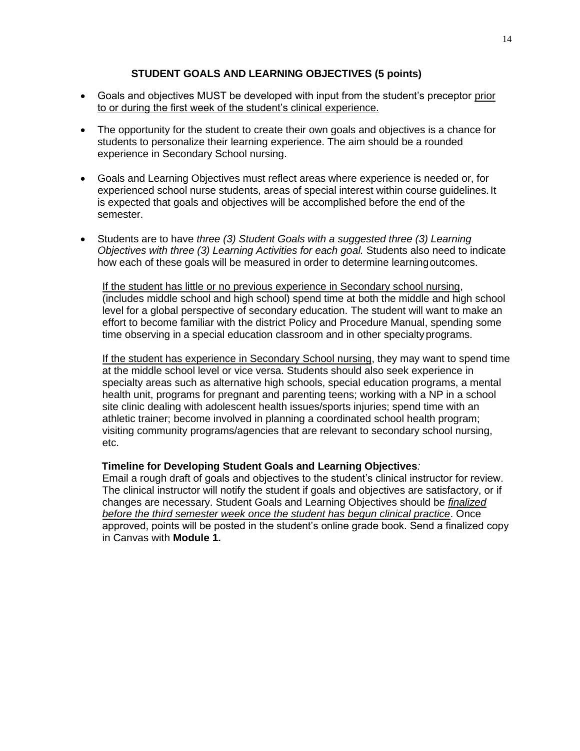## STUDENT GOALS AND LEARNING OBJECTIVES (5 points)

- Goals and objectives MUST be developed with input from the student's preceptor <u>prior to or during the first week of the student's clinical experience.</u>
- The opportunity for the student to create their own goals and objectives is a chance for students to personalize their learning experience. The aim should be a rounded experience in Secondary School nursing.
- Goals and Learning Objectives must reflect areas where experience is needed or, for experienced school nurse students, areas of special interest within course guidelines. It is expected that goals and objectives will be accomplished before the end of the semester.
- Students are to have *three (3) Student Goals with a suggested three (3) Learning Objectives with three (3) Learning Activities for each goal.* Students also need to indicate how each of these goals will be measured in order to determine learning outcomes.

  <u>If the student has little or no previous experience in Secondary school nursing</u>, (includes middle school and high school) spend time at both the middle and high school level for a global perspective of secondary education. The student will want to make an effort to become familiar with the district Policy and Procedure Manual, spending some time observing in a special education classroom and in other specialty programs.

  <u>If the student has experience in Secondary School nursing</u>, they may want to spend time at the middle school level or vice versa. Students should also seek experience in specialty areas such as alternative high schools, special education programs, a mental health unit, programs for pregnant and parenting teens; working with a NP in a school site clinic dealing with adolescent health issues/sports injuries; spend time with an athletic trainer; become involved in planning a coordinated school health program; visiting community programs/agencies that are relevant to secondary school nursing, etc.

  **Timeline for Developing Student Goals and Learning Objectives***:*
  Email a rough draft of goals and objectives to the student's clinical instructor for review. The clinical instructor will notify the student if goals and objectives are satisfactory, or if changes are necessary. Student Goals and Learning Objectives should be <u>*finalized before the third semester week once the student has begun clinical practice*</u>. Once approved, points will be posted in the student's online grade book. Send a finalized copy in Canvas with **Module 1.**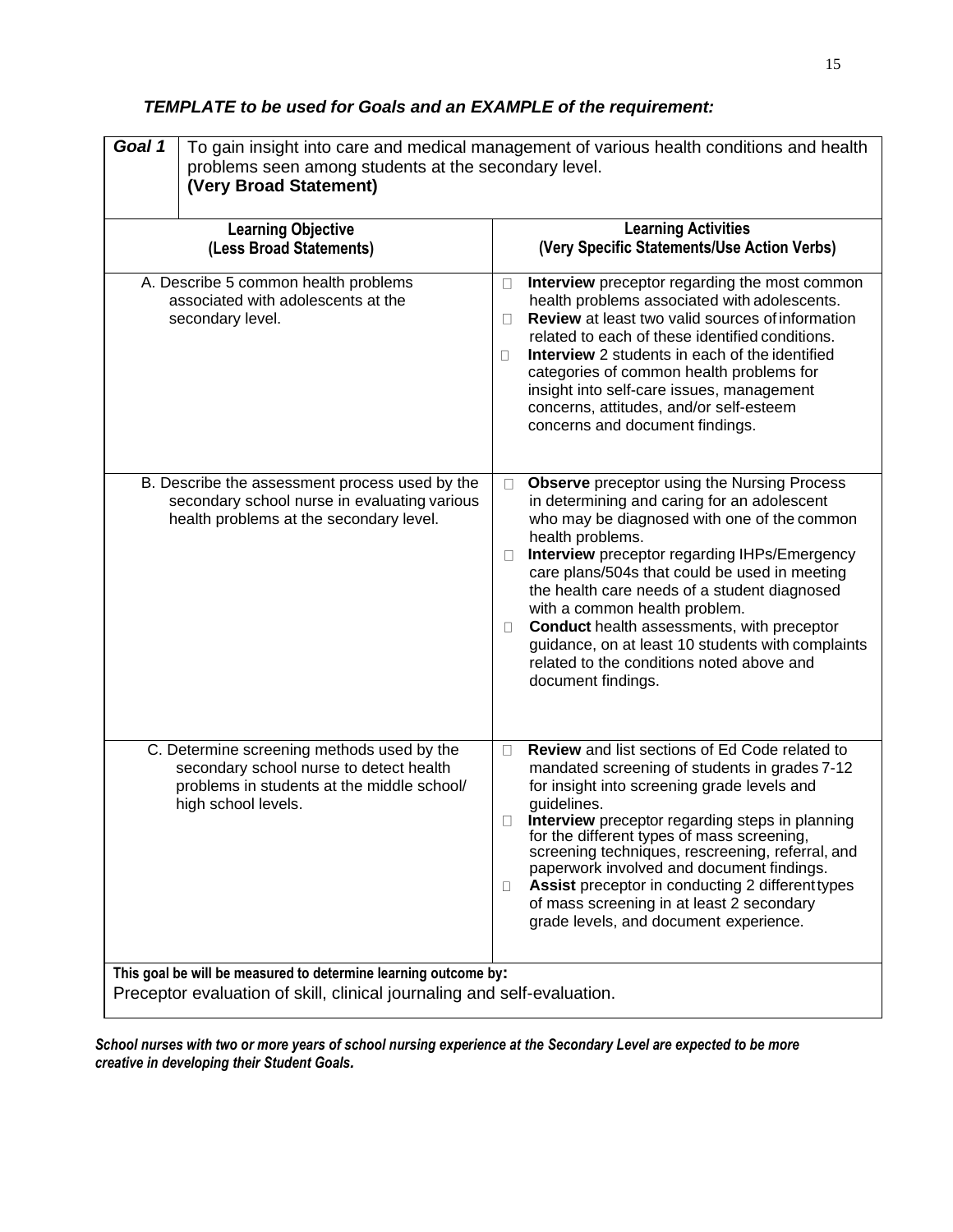***TEMPLATE to be used for Goals and an EXAMPLE of the requirement:***

| ***Goal 1*** | To gain insight into care and medical management of various health conditions and health problems seen among students at the secondary level. **(Very Broad Statement)** |
|---|---|
| **Learning Objective (Less Broad Statements)** | **Learning Activities (Very Specific Statements/Use Action Verbs)** |
| A. Describe 5 common health problems associated with adolescents at the secondary level. | □ **Interview** preceptor regarding the most common health problems associated with adolescents.<br>□ **Review** at least two valid sources of information related to each of these identified conditions.<br>□ **Interview** 2 students in each of the identified categories of common health problems for insight into self-care issues, management concerns, attitudes, and/or self-esteem concerns and document findings. |
| B. Describe the assessment process used by the secondary school nurse in evaluating various health problems at the secondary level. | □ **Observe** preceptor using the Nursing Process in determining and caring for an adolescent who may be diagnosed with one of the common health problems.<br>□ **Interview** preceptor regarding IHPs/Emergency care plans/504s that could be used in meeting the health care needs of a student diagnosed with a common health problem.<br>□ **Conduct** health assessments, with preceptor guidance, on at least 10 students with complaints related to the conditions noted above and document findings. |
| C. Determine screening methods used by the secondary school nurse to detect health problems in students at the middle school/ high school levels. | □ **Review** and list sections of Ed Code related to mandated screening of students in grades 7-12 for insight into screening grade levels and guidelines.<br>□ **Interview** preceptor regarding steps in planning for the different types of mass screening, screening techniques, rescreening, referral, and paperwork involved and document findings.<br>□ **Assist** preceptor in conducting 2 different types of mass screening in at least 2 secondary grade levels, and document experience. |
| **This goal be will be measured to determine learning outcome by:**<br>Preceptor evaluation of skill, clinical journaling and self-evaluation. | |

***School nurses with two or more years of school nursing experience at the Secondary Level are expected to be more creative in developing their Student Goals.***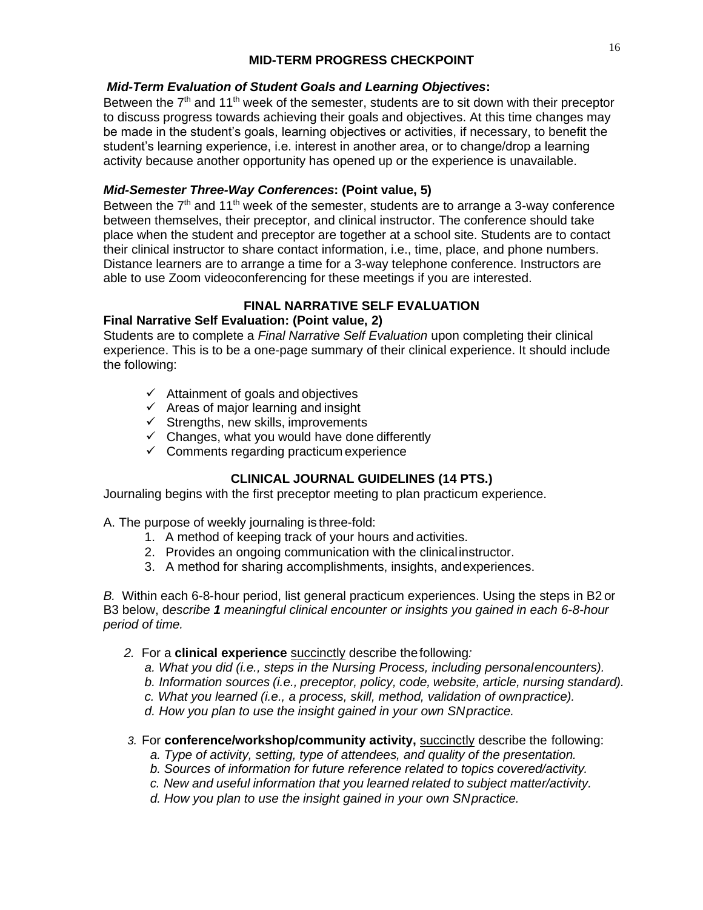## MID-TERM PROGRESS CHECKPOINT

***Mid-Term Evaluation of Student Goals and Learning Objectives*:**
Between the 7th and 11th week of the semester, students are to sit down with their preceptor to discuss progress towards achieving their goals and objectives. At this time changes may be made in the student's goals, learning objectives or activities, if necessary, to benefit the student's learning experience, i.e. interest in another area, or to change/drop a learning activity because another opportunity has opened up or the experience is unavailable.

***Mid-Semester Three-Way Conferences*: (Point value, 5)**
Between the 7th and 11th week of the semester, students are to arrange a 3-way conference between themselves, their preceptor, and clinical instructor. The conference should take place when the student and preceptor are together at a school site. Students are to contact their clinical instructor to share contact information, i.e., time, place, and phone numbers. Distance learners are to arrange a time for a 3-way telephone conference. Instructors are able to use Zoom videoconferencing for these meetings if you are interested.

## FINAL NARRATIVE SELF EVALUATION

**Final Narrative Self Evaluation: (Point value, 2)**
Students are to complete a *Final Narrative Self Evaluation* upon completing their clinical experience. This is to be a one-page summary of their clinical experience. It should include the following:

- ✓ Attainment of goals and objectives
- ✓ Areas of major learning and insight
- ✓ Strengths, new skills, improvements
- ✓ Changes, what you would have done differently
- ✓ Comments regarding practicum experience

## CLINICAL JOURNAL GUIDELINES (14 PTS.)

Journaling begins with the first preceptor meeting to plan practicum experience.

A. The purpose of weekly journaling is three-fold:

1. A method of keeping track of your hours and activities.
2. Provides an ongoing communication with the clinical instructor.
3. A method for sharing accomplishments, insights, and experiences.

*B.* Within each 6-8-hour period, list general practicum experiences. Using the steps in B2 or B3 below, d*escribe **1** meaningful clinical encounter or insights you gained in each 6-8-hour period of time.*

*2.* For a **clinical experience** <u>succinctly</u> describe the following*:*
   - *a. What you did (i.e., steps in the Nursing Process, including personal encounters).*
   - *b. Information sources (i.e., preceptor, policy, code, website, article, nursing standard).*
   - *c. What you learned (i.e., a process, skill, method, validation of own practice).*
   - *d. How you plan to use the insight gained in your own SN practice.*

*3.* For **conference/workshop/community activity,** <u>succinctly</u> describe the following:
   - *a. Type of activity, setting, type of attendees, and quality of the presentation.*
   - *b. Sources of information for future reference related to topics covered/activity.*
   - *c. New and useful information that you learned related to subject matter/activity.*
   - *d. How you plan to use the insight gained in your own SN practice.*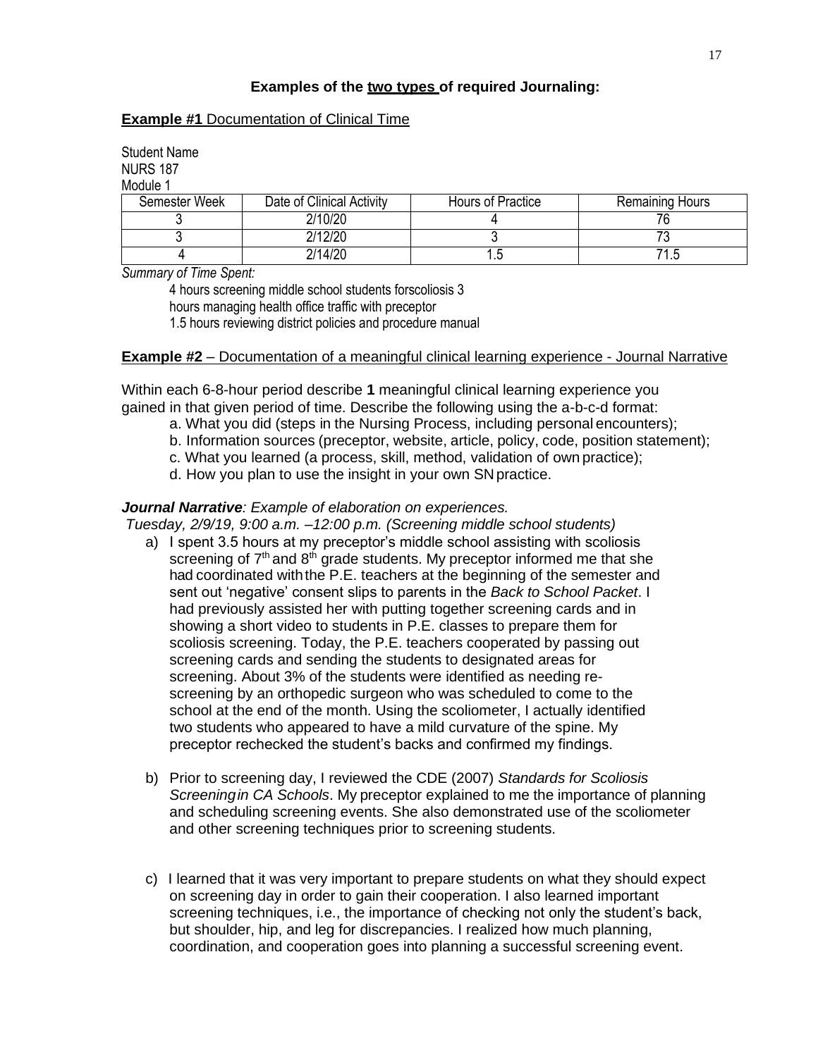### Examples of the two types of required Journaling:

**Example #1** Documentation of Clinical Time

Student Name
NURS 187
Module 1

| Semester Week | Date of Clinical Activity | Hours of Practice | Remaining Hours |
|---|---|---|---|
| 3 | 2/10/20 | 4 | 76 |
| 3 | 2/12/20 | 3 | 73 |
| 4 | 2/14/20 | 1.5 | 71.5 |

*Summary of Time Spent:*

4 hours screening middle school students forscoliosis 3
hours managing health office traffic with preceptor
1.5 hours reviewing district policies and procedure manual

**Example #2** – Documentation of a meaningful clinical learning experience - Journal Narrative

Within each 6-8-hour period describe **1** meaningful clinical learning experience you gained in that given period of time. Describe the following using the a-b-c-d format:

a. What you did (steps in the Nursing Process, including personal encounters);
b. Information sources (preceptor, website, article, policy, code, position statement);
c. What you learned (a process, skill, method, validation of own practice);
d. How you plan to use the insight in your own SN practice.

***Journal Narrative****: Example of elaboration on experiences.*
*Tuesday, 2/9/19, 9:00 a.m. –12:00 p.m. (Screening middle school students)*

a) I spent 3.5 hours at my preceptor's middle school assisting with scoliosis screening of 7th and 8th grade students. My preceptor informed me that she had coordinated with the P.E. teachers at the beginning of the semester and sent out 'negative' consent slips to parents in the *Back to School Packet*. I had previously assisted her with putting together screening cards and in showing a short video to students in P.E. classes to prepare them for scoliosis screening. Today, the P.E. teachers cooperated by passing out screening cards and sending the students to designated areas for screening. About 3% of the students were identified as needing re-screening by an orthopedic surgeon who was scheduled to come to the school at the end of the month. Using the scoliometer, I actually identified two students who appeared to have a mild curvature of the spine. My preceptor rechecked the student's backs and confirmed my findings.

b) Prior to screening day, I reviewed the CDE (2007) *Standards for Scoliosis Screening in CA Schools*. My preceptor explained to me the importance of planning and scheduling screening events. She also demonstrated use of the scoliometer and other screening techniques prior to screening students.

c) I learned that it was very important to prepare students on what they should expect on screening day in order to gain their cooperation. I also learned important screening techniques, i.e., the importance of checking not only the student's back, but shoulder, hip, and leg for discrepancies. I realized how much planning, coordination, and cooperation goes into planning a successful screening event.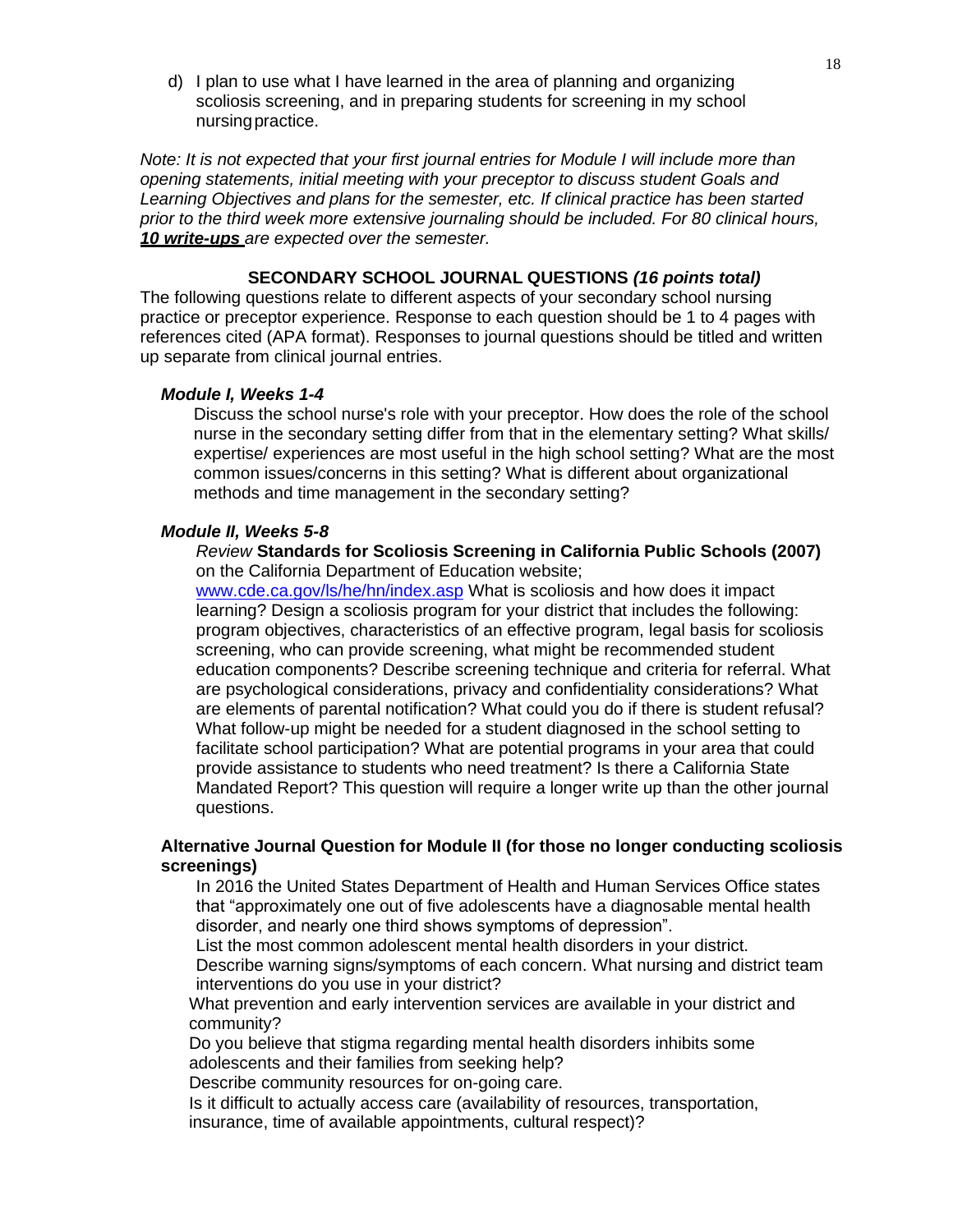d) I plan to use what I have learned in the area of planning and organizing scoliosis screening, and in preparing students for screening in my school nursing practice.

*Note: It is not expected that your first journal entries for Module I will include more than opening statements, initial meeting with your preceptor to discuss student Goals and Learning Objectives and plans for the semester, etc. If clinical practice has been started prior to the third week more extensive journaling should be included. For 80 clinical hours,* ***10 write-ups*** *are expected over the semester.*

## SECONDARY SCHOOL JOURNAL QUESTIONS *(16 points total)*

The following questions relate to different aspects of your secondary school nursing practice or preceptor experience. Response to each question should be 1 to 4 pages with references cited (APA format). Responses to journal questions should be titled and written up separate from clinical journal entries.

### *Module I, Weeks 1-4*

Discuss the school nurse's role with your preceptor. How does the role of the school nurse in the secondary setting differ from that in the elementary setting? What skills/ expertise/ experiences are most useful in the high school setting? What are the most common issues/concerns in this setting? What is different about organizational methods and time management in the secondary setting?

### *Module II, Weeks 5-8*

*Review* **Standards for Scoliosis Screening in California Public Schools (2007)** on the California Department of Education website; www.cde.ca.gov/ls/he/hn/index.asp What is scoliosis and how does it impact learning? Design a scoliosis program for your district that includes the following: program objectives, characteristics of an effective program, legal basis for scoliosis screening, who can provide screening, what might be recommended student education components? Describe screening technique and criteria for referral. What are psychological considerations, privacy and confidentiality considerations? What are elements of parental notification? What could you do if there is student refusal? What follow-up might be needed for a student diagnosed in the school setting to facilitate school participation? What are potential programs in your area that could provide assistance to students who need treatment? Is there a California State Mandated Report? This question will require a longer write up than the other journal questions.

### Alternative Journal Question for Module II (for those no longer conducting scoliosis screenings)

In 2016 the United States Department of Health and Human Services Office states that "approximately one out of five adolescents have a diagnosable mental health disorder, and nearly one third shows symptoms of depression".

List the most common adolescent mental health disorders in your district.

Describe warning signs/symptoms of each concern. What nursing and district team interventions do you use in your district?

What prevention and early intervention services are available in your district and community?

Do you believe that stigma regarding mental health disorders inhibits some adolescents and their families from seeking help?

Describe community resources for on-going care.

Is it difficult to actually access care (availability of resources, transportation, insurance, time of available appointments, cultural respect)?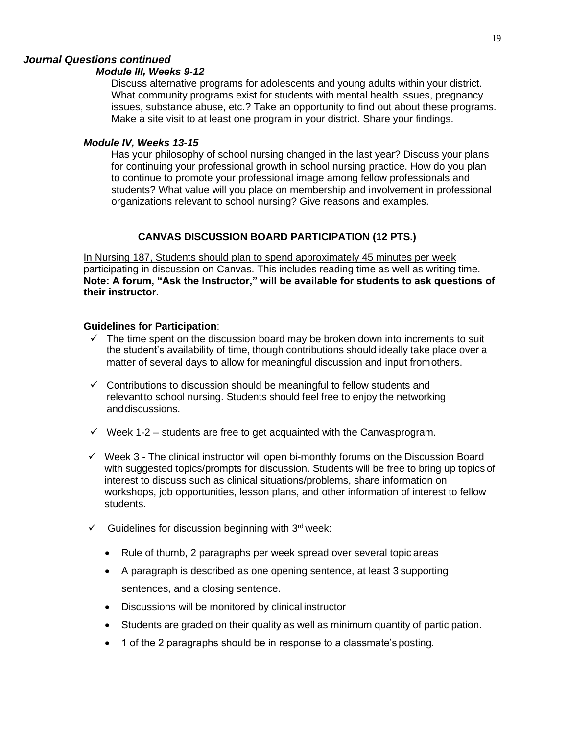### *Journal Questions continued*

#### *Module III, Weeks 9-12*

Discuss alternative programs for adolescents and young adults within your district. What community programs exist for students with mental health issues, pregnancy issues, substance abuse, etc.? Take an opportunity to find out about these programs. Make a site visit to at least one program in your district. Share your findings.

#### *Module IV, Weeks 13-15*

Has your philosophy of school nursing changed in the last year? Discuss your plans for continuing your professional growth in school nursing practice. How do you plan to continue to promote your professional image among fellow professionals and students? What value will you place on membership and involvement in professional organizations relevant to school nursing? Give reasons and examples.

## CANVAS DISCUSSION BOARD PARTICIPATION (12 PTS.)

<u>In Nursing 187, Students should plan to spend approximately 45 minutes per week</u> participating in discussion on Canvas. This includes reading time as well as writing time. **Note: A forum, "Ask the Instructor," will be available for students to ask questions of their instructor.**

**Guidelines for Participation**:

- ✓ The time spent on the discussion board may be broken down into increments to suit the student's availability of time, though contributions should ideally take place over a matter of several days to allow for meaningful discussion and input from others.
- ✓ Contributions to discussion should be meaningful to fellow students and relevant to school nursing. Students should feel free to enjoy the networking and discussions.
- ✓ Week 1-2 – students are free to get acquainted with the Canvas program.
- ✓ Week 3 - The clinical instructor will open bi-monthly forums on the Discussion Board with suggested topics/prompts for discussion. Students will be free to bring up topics of interest to discuss such as clinical situations/problems, share information on workshops, job opportunities, lesson plans, and other information of interest to fellow students.
- ✓ Guidelines for discussion beginning with 3rd week:
  - Rule of thumb, 2 paragraphs per week spread over several topic areas
  - A paragraph is described as one opening sentence, at least 3 supporting sentences, and a closing sentence.
  - Discussions will be monitored by clinical instructor
  - Students are graded on their quality as well as minimum quantity of participation.
  - 1 of the 2 paragraphs should be in response to a classmate's posting.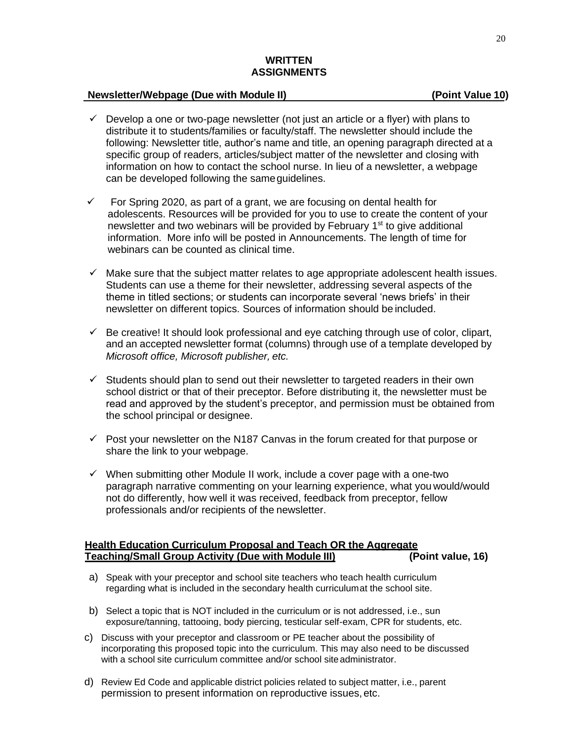## WRITTEN ASSIGNMENTS

**Newsletter/Webpage (Due with Module II) (Point Value 10)**

- ✓ Develop a one or two-page newsletter (not just an article or a flyer) with plans to distribute it to students/families or faculty/staff. The newsletter should include the following: Newsletter title, author's name and title, an opening paragraph directed at a specific group of readers, articles/subject matter of the newsletter and closing with information on how to contact the school nurse. In lieu of a newsletter, a webpage can be developed following the same guidelines.
- ✓ For Spring 2020, as part of a grant, we are focusing on dental health for adolescents. Resources will be provided for you to use to create the content of your newsletter and two webinars will be provided by February 1st to give additional information. More info will be posted in Announcements. The length of time for webinars can be counted as clinical time.
- ✓ Make sure that the subject matter relates to age appropriate adolescent health issues. Students can use a theme for their newsletter, addressing several aspects of the theme in titled sections; or students can incorporate several 'news briefs' in their newsletter on different topics. Sources of information should be included.
- ✓ Be creative! It should look professional and eye catching through use of color, clipart, and an accepted newsletter format (columns) through use of a template developed by *Microsoft office, Microsoft publisher, etc.*
- ✓ Students should plan to send out their newsletter to targeted readers in their own school district or that of their preceptor. Before distributing it, the newsletter must be read and approved by the student's preceptor, and permission must be obtained from the school principal or designee.
- ✓ Post your newsletter on the N187 Canvas in the forum created for that purpose or share the link to your webpage.
- ✓ When submitting other Module II work, include a cover page with a one-two paragraph narrative commenting on your learning experience, what you would/would not do differently, how well it was received, feedback from preceptor, fellow professionals and/or recipients of the newsletter.

**Health Education Curriculum Proposal and Teach OR the Aggregate Teaching/Small Group Activity (Due with Module III) (Point value, 16)**

a) Speak with your preceptor and school site teachers who teach health curriculum regarding what is included in the secondary health curriculum at the school site.

b) Select a topic that is NOT included in the curriculum or is not addressed, i.e., sun exposure/tanning, tattooing, body piercing, testicular self-exam, CPR for students, etc.

c) Discuss with your preceptor and classroom or PE teacher about the possibility of incorporating this proposed topic into the curriculum. This may also need to be discussed with a school site curriculum committee and/or school site administrator.

d) Review Ed Code and applicable district policies related to subject matter, i.e., parent permission to present information on reproductive issues, etc.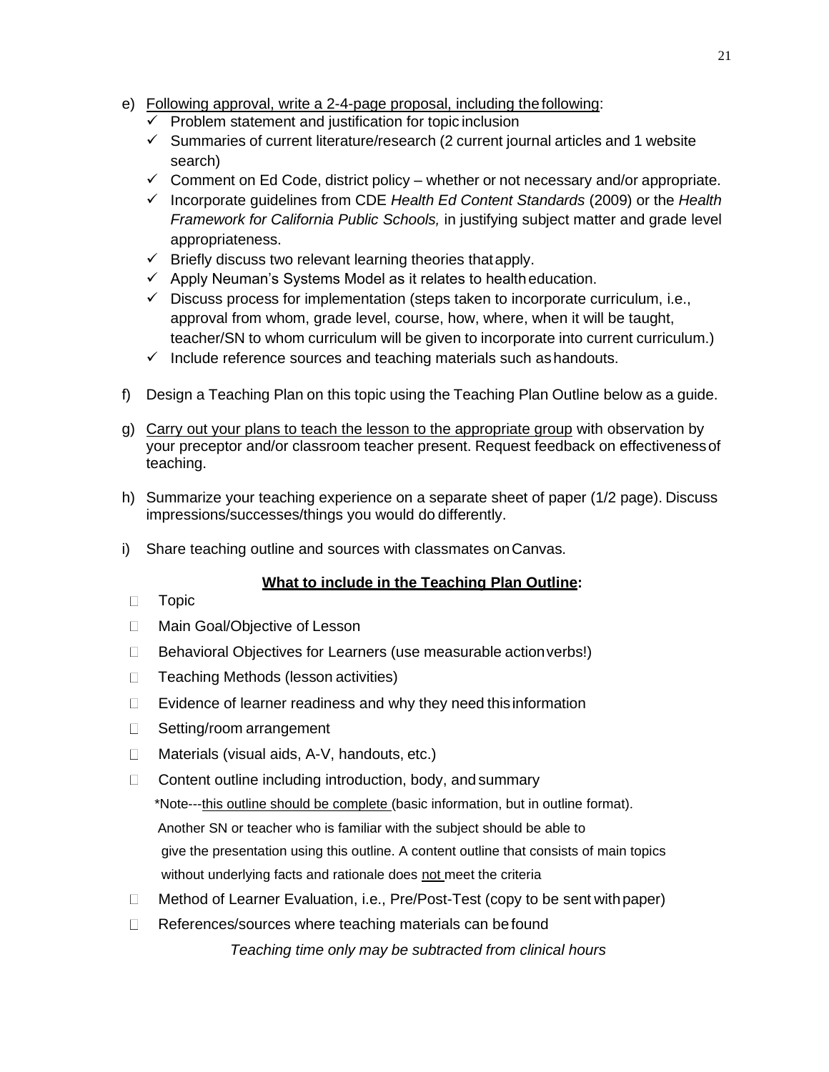e) <u>Following approval, write a 2-4-page proposal, including the following</u>:
   - ✓ Problem statement and justification for topic inclusion
   - ✓ Summaries of current literature/research (2 current journal articles and 1 website search)
   - ✓ Comment on Ed Code, district policy – whether or not necessary and/or appropriate.
   - ✓ Incorporate guidelines from CDE *Health Ed Content Standards* (2009) or the *Health Framework for California Public Schools,* in justifying subject matter and grade level appropriateness.
   - ✓ Briefly discuss two relevant learning theories that apply.
   - ✓ Apply Neuman's Systems Model as it relates to health education.
   - ✓ Discuss process for implementation (steps taken to incorporate curriculum, i.e., approval from whom, grade level, course, how, where, when it will be taught, teacher/SN to whom curriculum will be given to incorporate into current curriculum.)
   - ✓ Include reference sources and teaching materials such as handouts.

f) Design a Teaching Plan on this topic using the Teaching Plan Outline below as a guide.

g) <u>Carry out your plans to teach the lesson to the appropriate group</u> with observation by your preceptor and/or classroom teacher present. Request feedback on effectiveness of teaching.

h) Summarize your teaching experience on a separate sheet of paper (1/2 page). Discuss impressions/successes/things you would do differently.

i) Share teaching outline and sources with classmates on Canvas.

**<u>What to include in the Teaching Plan Outline</u>:**

- Topic
- Main Goal/Objective of Lesson
- Behavioral Objectives for Learners (use measurable action verbs!)
- Teaching Methods (lesson activities)
- Evidence of learner readiness and why they need this information
- Setting/room arrangement
- Materials (visual aids, A-V, handouts, etc.)
- Content outline including introduction, body, and summary

  *Note---<u>this outline should be complete</u> (basic information, but in outline format). Another SN or teacher who is familiar with the subject should be able to give the presentation using this outline. A content outline that consists of main topics without underlying facts and rationale does <u>not</u> meet the criteria
- Method of Learner Evaluation, i.e., Pre/Post-Test (copy to be sent with paper)
- References/sources where teaching materials can be found

*Teaching time only may be subtracted from clinical hours*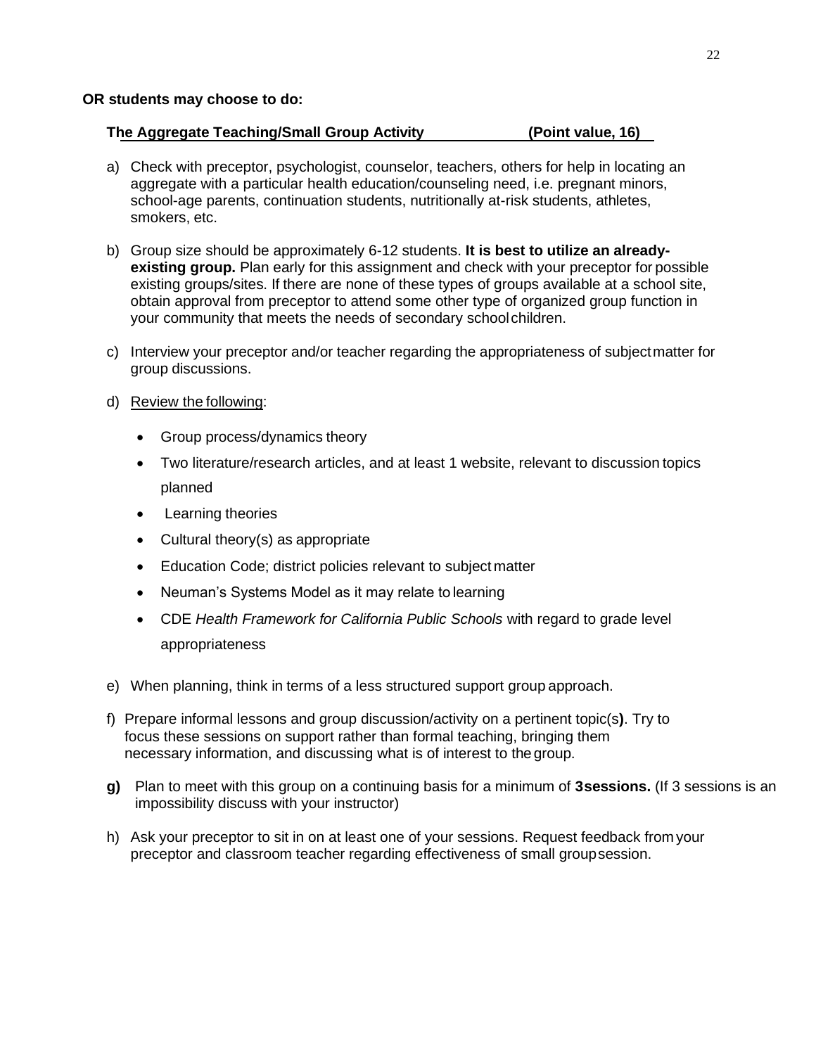**OR students may choose to do:**

**The Aggregate Teaching/Small Group Activity (Point value, 16)**

a) Check with preceptor, psychologist, counselor, teachers, others for help in locating an aggregate with a particular health education/counseling need, i.e. pregnant minors, school-age parents, continuation students, nutritionally at-risk students, athletes, smokers, etc.

b) Group size should be approximately 6-12 students. **It is best to utilize an already-existing group.** Plan early for this assignment and check with your preceptor for possible existing groups/sites. If there are none of these types of groups available at a school site, obtain approval from preceptor to attend some other type of organized group function in your community that meets the needs of secondary school children.

c) Interview your preceptor and/or teacher regarding the appropriateness of subject matter for group discussions.

d) <u>Review the following</u>:

- Group process/dynamics theory
- Two literature/research articles, and at least 1 website, relevant to discussion topics planned
- Learning theories
- Cultural theory(s) as appropriate
- Education Code; district policies relevant to subject matter
- Neuman's Systems Model as it may relate to learning
- CDE *Health Framework for California Public Schools* with regard to grade level appropriateness

e) When planning, think in terms of a less structured support group approach.

f) Prepare informal lessons and group discussion/activity on a pertinent topic(s**)**. Try to focus these sessions on support rather than formal teaching, bringing them necessary information, and discussing what is of interest to the group.

**g)** Plan to meet with this group on a continuing basis for a minimum of **3 sessions.** (If 3 sessions is an impossibility discuss with your instructor)

h) Ask your preceptor to sit in on at least one of your sessions. Request feedback from your preceptor and classroom teacher regarding effectiveness of small group session.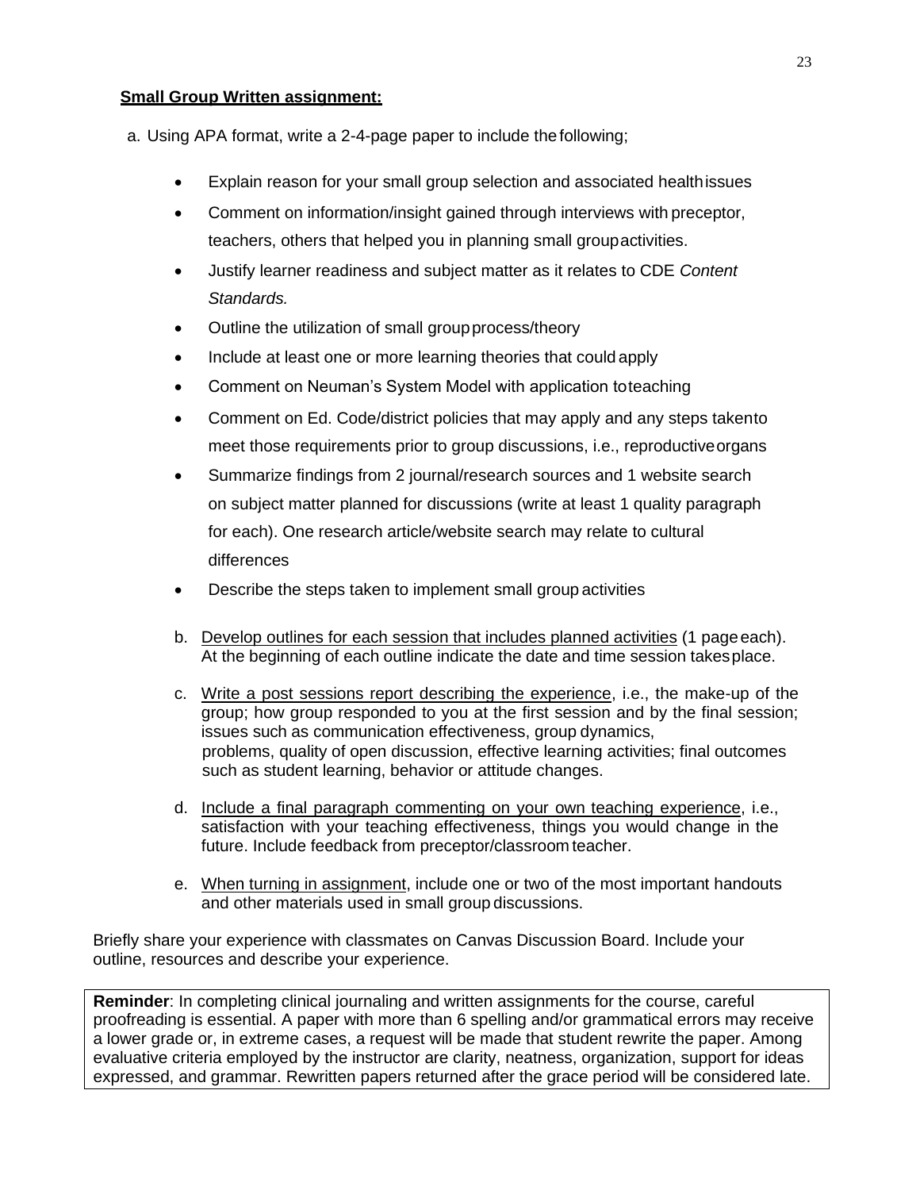**<u>Small Group Written assignment:</u>**

a. Using APA format, write a 2-4-page paper to include the following;

- Explain reason for your small group selection and associated health issues
- Comment on information/insight gained through interviews with preceptor, teachers, others that helped you in planning small group activities.
- Justify learner readiness and subject matter as it relates to CDE *Content Standards.*
- Outline the utilization of small group process/theory
- Include at least one or more learning theories that could apply
- Comment on Neuman's System Model with application to teaching
- Comment on Ed. Code/district policies that may apply and any steps taken to meet those requirements prior to group discussions, i.e., reproductive organs
- Summarize findings from 2 journal/research sources and 1 website search on subject matter planned for discussions (write at least 1 quality paragraph for each). One research article/website search may relate to cultural differences
- Describe the steps taken to implement small group activities

b. <u>Develop outlines for each session that includes planned activities</u> (1 page each). At the beginning of each outline indicate the date and time session takes place.

c. <u>Write a post sessions report describing the experience</u>, i.e., the make-up of the group; how group responded to you at the first session and by the final session; issues such as communication effectiveness, group dynamics, problems, quality of open discussion, effective learning activities; final outcomes such as student learning, behavior or attitude changes.

d. <u>Include a final paragraph commenting on your own teaching experience</u>, i.e., satisfaction with your teaching effectiveness, things you would change in the future. Include feedback from preceptor/classroom teacher.

e. <u>When turning in assignment</u>, include one or two of the most important handouts and other materials used in small group discussions.

Briefly share your experience with classmates on Canvas Discussion Board. Include your outline, resources and describe your experience.

**Reminder**: In completing clinical journaling and written assignments for the course, careful proofreading is essential. A paper with more than 6 spelling and/or grammatical errors may receive a lower grade or, in extreme cases, a request will be made that student rewrite the paper. Among evaluative criteria employed by the instructor are clarity, neatness, organization, support for ideas expressed, and grammar. Rewritten papers returned after the grace period will be considered late.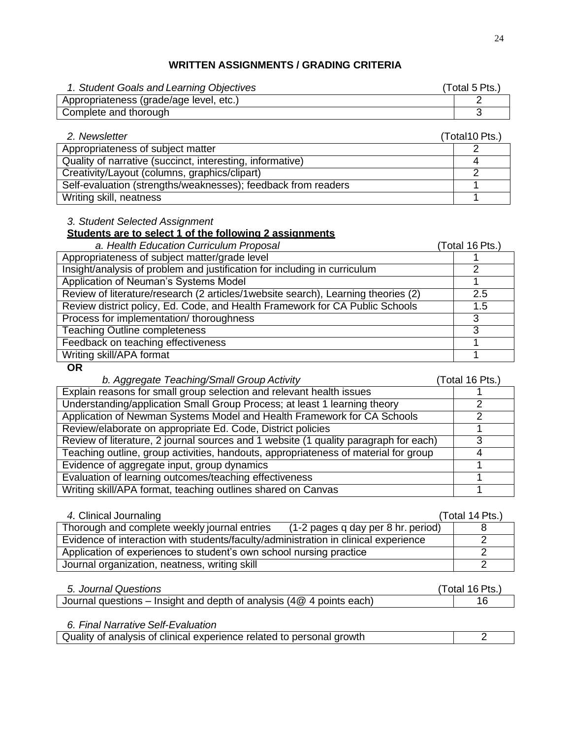## WRITTEN ASSIGNMENTS / GRADING CRITERIA

| *1. Student Goals and Learning Objectives* | (Total 5 Pts.) |
|---|---|
| Appropriateness (grade/age level, etc.) | 2 |
| Complete and thorough | 3 |

| *2. Newsletter* | (Total10 Pts.) |
|---|---|
| Appropriateness of subject matter | 2 |
| Quality of narrative (succinct, interesting, informative) | 4 |
| Creativity/Layout (columns, graphics/clipart) | 2 |
| Self-evaluation (strengths/weaknesses); feedback from readers | 1 |
| Writing skill, neatness | 1 |

*3. Student Selected Assignment*

**Students are to select 1 of the following 2 assignments**

| *a. Health Education Curriculum Proposal* | (Total 16 Pts.) |
|---|---|
| Appropriateness of subject matter/grade level | 1 |
| Insight/analysis of problem and justification for including in curriculum | 2 |
| Application of Neuman's Systems Model | 1 |
| Review of literature/research (2 articles/1website search), Learning theories (2) | 2.5 |
| Review district policy, Ed. Code, and Health Framework for CA Public Schools | 1.5 |
| Process for implementation/ thoroughness | 3 |
| Teaching Outline completeness | 3 |
| Feedback on teaching effectiveness | 1 |
| Writing skill/APA format | 1 |

**OR**

| *b. Aggregate Teaching/Small Group Activity* | (Total 16 Pts.) |
|---|---|
| Explain reasons for small group selection and relevant health issues | 1 |
| Understanding/application Small Group Process; at least 1 learning theory | 2 |
| Application of Newman Systems Model and Health Framework for CA Schools | 2 |
| Review/elaborate on appropriate Ed. Code, District policies | 1 |
| Review of literature, 2 journal sources and 1 website (1 quality paragraph for each) | 3 |
| Teaching outline, group activities, handouts, appropriateness of material for group | 4 |
| Evidence of aggregate input, group dynamics | 1 |
| Evaluation of learning outcomes/teaching effectiveness | 1 |
| Writing skill/APA format, teaching outlines shared on Canvas | 1 |

| *4.* Clinical Journaling | (Total 14 Pts.) |
|---|---|
| Thorough and complete weekly journal entries (1-2 pages q day per 8 hr. period) | 8 |
| Evidence of interaction with students/faculty/administration in clinical experience | 2 |
| Application of experiences to student's own school nursing practice | 2 |
| Journal organization, neatness, writing skill | 2 |

| *5. Journal Questions* | (Total 16 Pts.) |
|---|---|
| Journal questions – Insight and depth of analysis (4@ 4 points each) | 16 |

| *6. Final Narrative Self-Evaluation* | |
|---|---|
| Quality of analysis of clinical experience related to personal growth | 2 |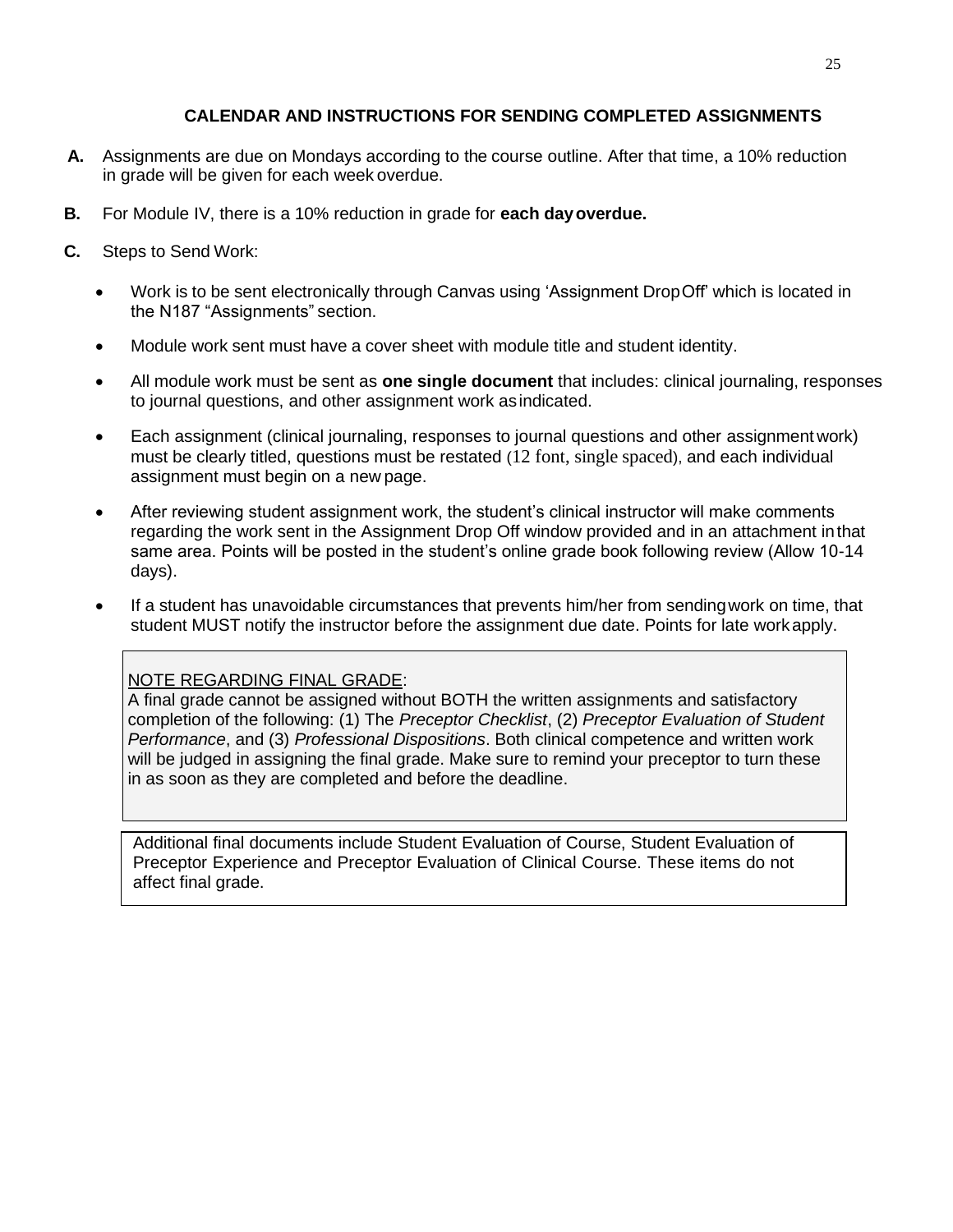## CALENDAR AND INSTRUCTIONS FOR SENDING COMPLETED ASSIGNMENTS

**A.** Assignments are due on Mondays according to the course outline. After that time, a 10% reduction in grade will be given for each week overdue.

**B.** For Module IV, there is a 10% reduction in grade for **each day overdue.**

**C.** Steps to Send Work:

- Work is to be sent electronically through Canvas using 'Assignment DropOff' which is located in the N187 "Assignments" section.
- Module work sent must have a cover sheet with module title and student identity.
- All module work must be sent as **one single document** that includes: clinical journaling, responses to journal questions, and other assignment work as indicated.
- Each assignment (clinical journaling, responses to journal questions and other assignment work) must be clearly titled, questions must be restated (12 font, single spaced), and each individual assignment must begin on a new page.
- After reviewing student assignment work, the student's clinical instructor will make comments regarding the work sent in the Assignment Drop Off window provided and in an attachment in that same area. Points will be posted in the student's online grade book following review (Allow 10-14 days).
- If a student has unavoidable circumstances that prevents him/her from sending work on time, that student MUST notify the instructor before the assignment due date. Points for late work apply.

<u>NOTE REGARDING FINAL GRADE</u>:
A final grade cannot be assigned without BOTH the written assignments and satisfactory completion of the following: (1) The *Preceptor Checklist*, (2) *Preceptor Evaluation of Student Performance*, and (3) *Professional Dispositions*. Both clinical competence and written work will be judged in assigning the final grade. Make sure to remind your preceptor to turn these in as soon as they are completed and before the deadline.

Additional final documents include Student Evaluation of Course, Student Evaluation of Preceptor Experience and Preceptor Evaluation of Clinical Course. These items do not affect final grade.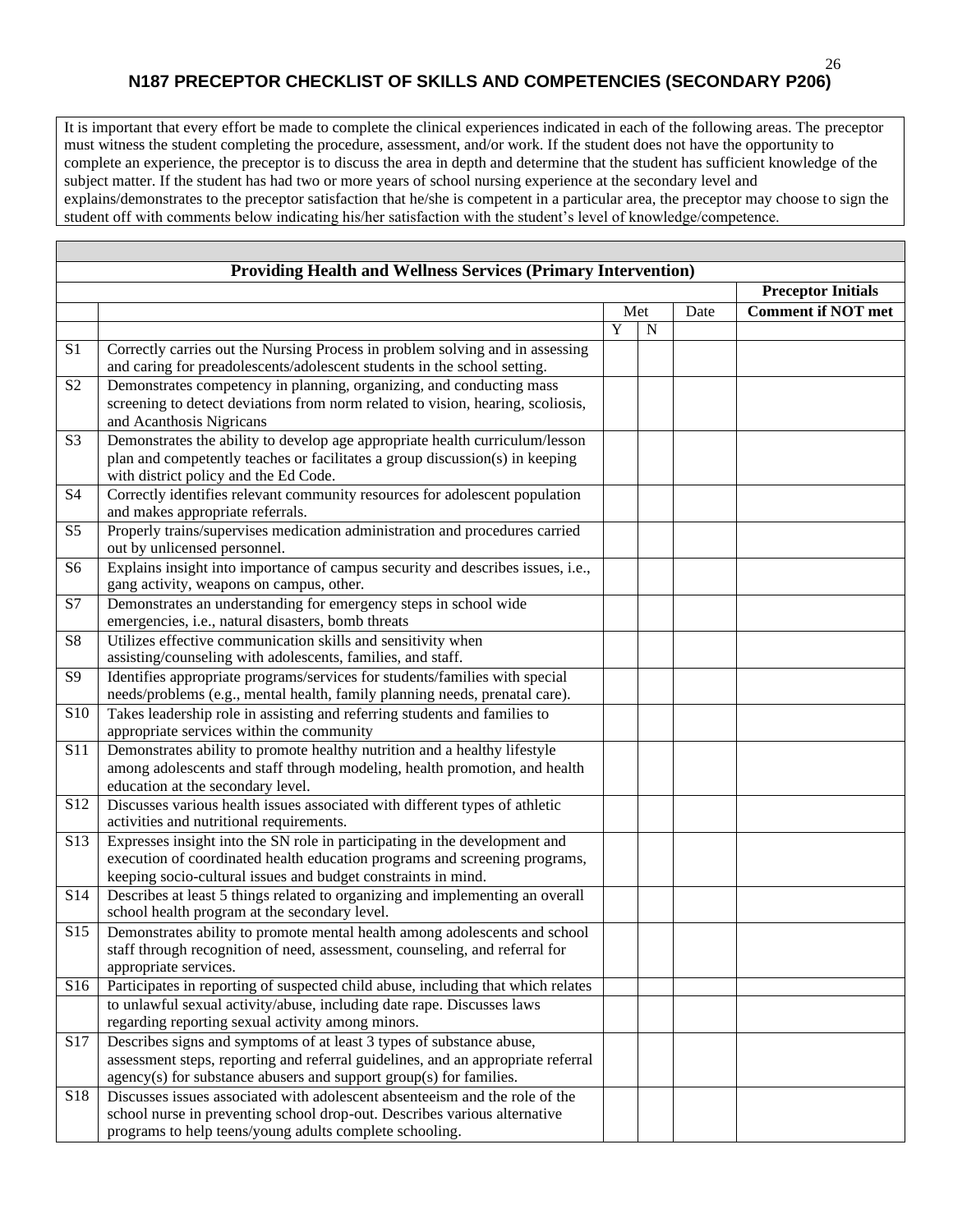## N187 PRECEPTOR CHECKLIST OF SKILLS AND COMPETENCIES (SECONDARY P206)

It is important that every effort be made to complete the clinical experiences indicated in each of the following areas. The preceptor must witness the student completing the procedure, assessment, and/or work. If the student does not have the opportunity to complete an experience, the preceptor is to discuss the area in depth and determine that the student has sufficient knowledge of the subject matter. If the student has had two or more years of school nursing experience at the secondary level and explains/demonstrates to the preceptor satisfaction that he/she is competent in a particular area, the preceptor may choose to sign the student off with comments below indicating his/her satisfaction with the student's level of knowledge/competence.

| | **Providing Health and Wellness Services (Primary Intervention)** | | | | |
|---|---|---|---|---|---|
| | | | | | **Preceptor Initials** |
| | | Met | | Date | **Comment if NOT met** |
| | | Y | N | | |
| S1 | Correctly carries out the Nursing Process in problem solving and in assessing and caring for preadolescents/adolescent students in the school setting. | | | | |
| S2 | Demonstrates competency in planning, organizing, and conducting mass screening to detect deviations from norm related to vision, hearing, scoliosis, and Acanthosis Nigricans | | | | |
| S3 | Demonstrates the ability to develop age appropriate health curriculum/lesson plan and competently teaches or facilitates a group discussion(s) in keeping with district policy and the Ed Code. | | | | |
| S4 | Correctly identifies relevant community resources for adolescent population and makes appropriate referrals. | | | | |
| S5 | Properly trains/supervises medication administration and procedures carried out by unlicensed personnel. | | | | |
| S6 | Explains insight into importance of campus security and describes issues, i.e., gang activity, weapons on campus, other. | | | | |
| S7 | Demonstrates an understanding for emergency steps in school wide emergencies, i.e., natural disasters, bomb threats | | | | |
| S8 | Utilizes effective communication skills and sensitivity when assisting/counseling with adolescents, families, and staff. | | | | |
| S9 | Identifies appropriate programs/services for students/families with special needs/problems (e.g., mental health, family planning needs, prenatal care). | | | | |
| S10 | Takes leadership role in assisting and referring students and families to appropriate services within the community | | | | |
| S11 | Demonstrates ability to promote healthy nutrition and a healthy lifestyle among adolescents and staff through modeling, health promotion, and health education at the secondary level. | | | | |
| S12 | Discusses various health issues associated with different types of athletic activities and nutritional requirements. | | | | |
| S13 | Expresses insight into the SN role in participating in the development and execution of coordinated health education programs and screening programs, keeping socio-cultural issues and budget constraints in mind. | | | | |
| S14 | Describes at least 5 things related to organizing and implementing an overall school health program at the secondary level. | | | | |
| S15 | Demonstrates ability to promote mental health among adolescents and school staff through recognition of need, assessment, counseling, and referral for appropriate services. | | | | |
| S16 | Participates in reporting of suspected child abuse, including that which relates to unlawful sexual activity/abuse, including date rape. Discusses laws regarding reporting sexual activity among minors. | | | | |
| S17 | Describes signs and symptoms of at least 3 types of substance abuse, assessment steps, reporting and referral guidelines, and an appropriate referral agency(s) for substance abusers and support group(s) for families. | | | | |
| S18 | Discusses issues associated with adolescent absenteeism and the role of the school nurse in preventing school drop-out. Describes various alternative programs to help teens/young adults complete schooling. | | | | |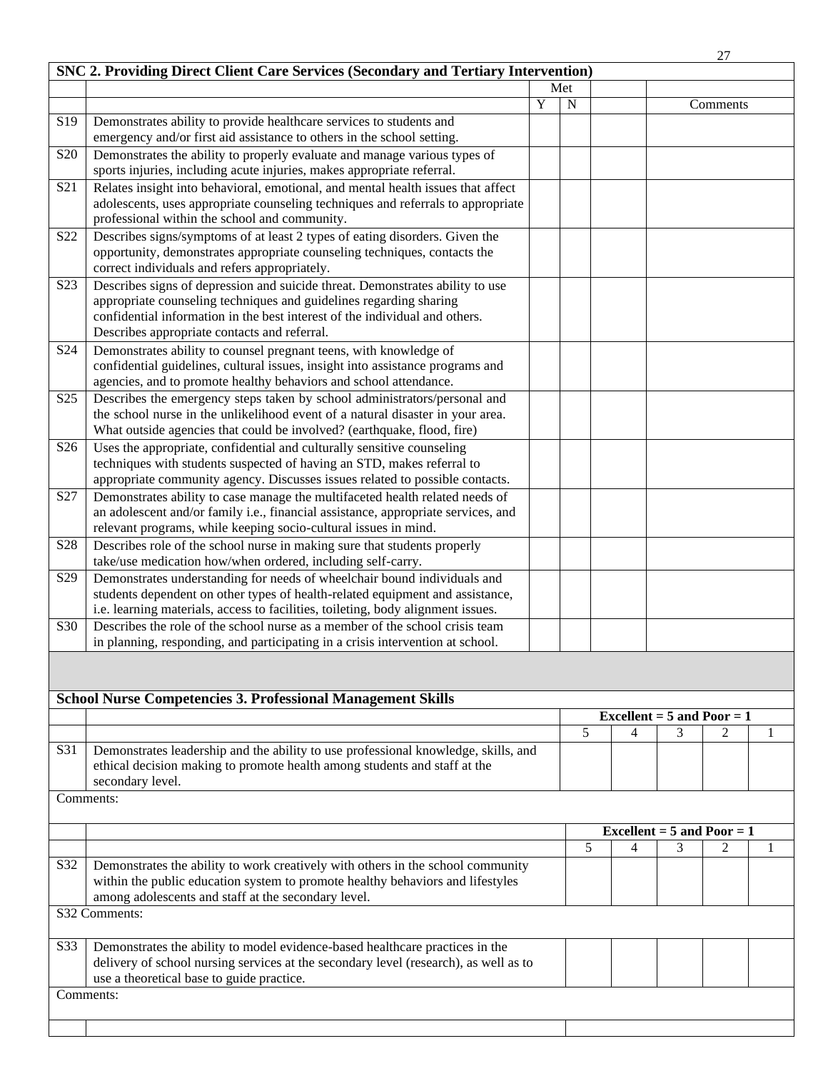**SNC 2. Providing Direct Client Care Services (Secondary and Tertiary Intervention)**

| | | Met | | | Comments |
|---|---|---|---|---|---|
| | | Y | N | | |
| S19 | Demonstrates ability to provide healthcare services to students and emergency and/or first aid assistance to others in the school setting. | | | | |
| S20 | Demonstrates the ability to properly evaluate and manage various types of sports injuries, including acute injuries, makes appropriate referral. | | | | |
| S21 | Relates insight into behavioral, emotional, and mental health issues that affect adolescents, uses appropriate counseling techniques and referrals to appropriate professional within the school and community. | | | | |
| S22 | Describes signs/symptoms of at least 2 types of eating disorders. Given the opportunity, demonstrates appropriate counseling techniques, contacts the correct individuals and refers appropriately. | | | | |
| S23 | Describes signs of depression and suicide threat. Demonstrates ability to use appropriate counseling techniques and guidelines regarding sharing confidential information in the best interest of the individual and others. Describes appropriate contacts and referral. | | | | |
| S24 | Demonstrates ability to counsel pregnant teens, with knowledge of confidential guidelines, cultural issues, insight into assistance programs and agencies, and to promote healthy behaviors and school attendance. | | | | |
| S25 | Describes the emergency steps taken by school administrators/personal and the school nurse in the unlikelihood event of a natural disaster in your area. What outside agencies that could be involved? (earthquake, flood, fire) | | | | |
| S26 | Uses the appropriate, confidential and culturally sensitive counseling techniques with students suspected of having an STD, makes referral to appropriate community agency. Discusses issues related to possible contacts. | | | | |
| S27 | Demonstrates ability to case manage the multifaceted health related needs of an adolescent and/or family i.e., financial assistance, appropriate services, and relevant programs, while keeping socio-cultural issues in mind. | | | | |
| S28 | Describes role of the school nurse in making sure that students properly take/use medication how/when ordered, including self-carry. | | | | |
| S29 | Demonstrates understanding for needs of wheelchair bound individuals and students dependent on other types of health-related equipment and assistance, i.e. learning materials, access to facilities, toileting, body alignment issues. | | | | |
| S30 | Describes the role of the school nurse as a member of the school crisis team in planning, responding, and participating in a crisis intervention at school. | | | | |

**School Nurse Competencies 3. Professional Management Skills**

| | | Excellent = 5 and Poor = 1 | | | | |
|---|---|---|---|---|---|---|
| | | 5 | 4 | 3 | 2 | 1 |
| S31 | Demonstrates leadership and the ability to use professional knowledge, skills, and ethical decision making to promote health among students and staff at the secondary level. | | | | | |

Comments:

| | | Excellent = 5 and Poor = 1 | | | | |
|---|---|---|---|---|---|---|
| | | 5 | 4 | 3 | 2 | 1 |
| S32 | Demonstrates the ability to work creatively with others in the school community within the public education system to promote healthy behaviors and lifestyles among adolescents and staff at the secondary level. | | | | | |

S32 Comments:

| | | 5 | 4 | 3 | 2 | 1 |
|---|---|---|---|---|---|---|
| S33 | Demonstrates the ability to model evidence-based healthcare practices in the delivery of school nursing services at the secondary level (research), as well as to use a theoretical base to guide practice. | | | | | |

Comments: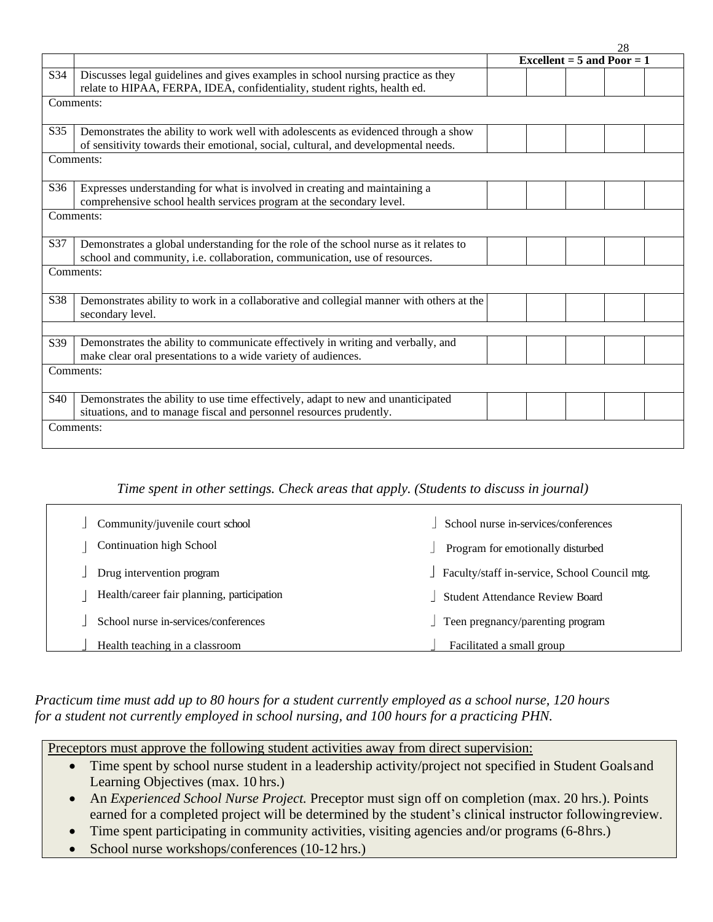| | | Excellent = 5 and Poor = 1 | | | | |
|---|---|---|---|---|---|---|
| S34 | Discusses legal guidelines and gives examples in school nursing practice as they relate to HIPAA, FERPA, IDEA, confidentiality, student rights, health ed. | | | | | |
| Comments: | | | | | | |
| S35 | Demonstrates the ability to work well with adolescents as evidenced through a show of sensitivity towards their emotional, social, cultural, and developmental needs. | | | | | |
| Comments: | | | | | | |
| S36 | Expresses understanding for what is involved in creating and maintaining a comprehensive school health services program at the secondary level. | | | | | |
| Comments: | | | | | | |
| S37 | Demonstrates a global understanding for the role of the school nurse as it relates to school and community, i.e. collaboration, communication, use of resources. | | | | | |
| Comments: | | | | | | |
| S38 | Demonstrates ability to work in a collaborative and collegial manner with others at the secondary level. | | | | | |
| | | | | | | |
| S39 | Demonstrates the ability to communicate effectively in writing and verbally, and make clear oral presentations to a wide variety of audiences. | | | | | |
| Comments: | | | | | | |
| S40 | Demonstrates the ability to use time effectively, adapt to new and unanticipated situations, and to manage fiscal and personnel resources prudently. | | | | | |
| Comments: | | | | | | |

*Time spent in other settings. Check areas that apply. (Students to discuss in journal)*

| | |
|---|---|
| ⌡ Community/juvenile court school | ⌡ School nurse in-services/conferences |
| ⌡ Continuation high School | ⌡ Program for emotionally disturbed |
| ⌡ Drug intervention program | ⌡ Faculty/staff in-service, School Council mtg. |
| ⌡ Health/career fair planning, participation | ⌡ Student Attendance Review Board |
| ⌡ School nurse in-services/conferences | ⌡ Teen pregnancy/parenting program |
| ⌡ Health teaching in a classroom | ⌡ Facilitated a small group |

*Practicum time must add up to 80 hours for a student currently employed as a school nurse, 120 hours for a student not currently employed in school nursing, and 100 hours for a practicing PHN.*

Preceptors must approve the following student activities away from direct supervision:

- Time spent by school nurse student in a leadership activity/project not specified in Student Goals and Learning Objectives (max. 10 hrs.)
- An *Experienced School Nurse Project.* Preceptor must sign off on completion (max. 20 hrs.). Points earned for a completed project will be determined by the student's clinical instructor following review.
- Time spent participating in community activities, visiting agencies and/or programs (6-8 hrs.)
- School nurse workshops/conferences (10-12 hrs.)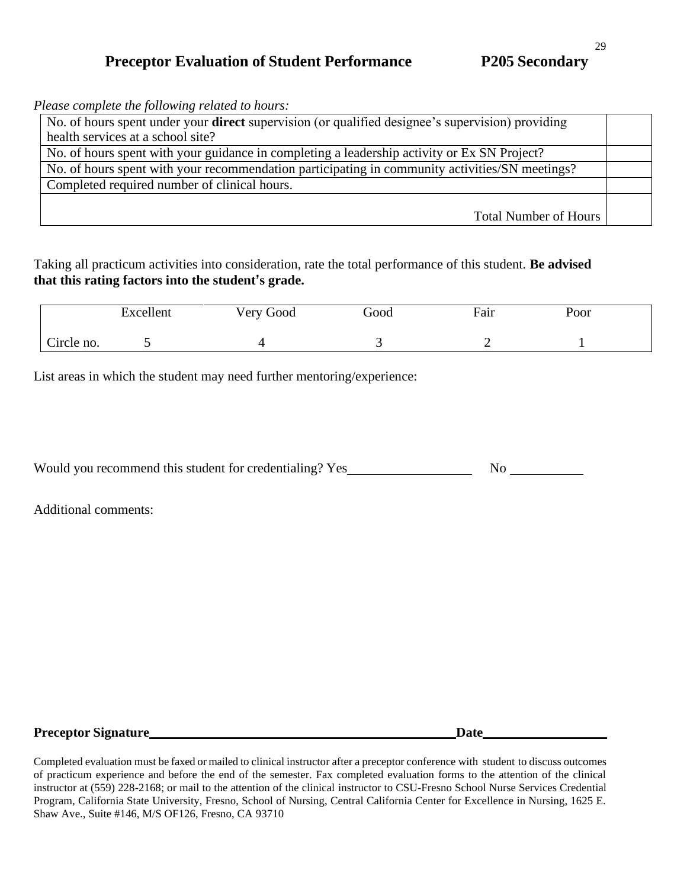# Preceptor Evaluation of Student Performance P205 Secondary

*Please complete the following related to hours:*

| | |
|---|---|
| No. of hours spent under your **direct** supervision (or qualified designee's supervision) providing health services at a school site? | |
| No. of hours spent with your guidance in completing a leadership activity or Ex SN Project? | |
| No. of hours spent with your recommendation participating in community activities/SN meetings? | |
| Completed required number of clinical hours. | |
| Total Number of Hours | |

Taking all practicum activities into consideration, rate the total performance of this student. **Be advised that this rating factors into the student's grade.**

| | Excellent | Very Good | Good | Fair | Poor |
|---|---|---|---|---|---|
| Circle no. | 5 | 4 | 3 | 2 | 1 |

List areas in which the student may need further mentoring/experience:

Would you recommend this student for credentialing? Yes\_\_\_\_\_\_\_\_\_\_\_\_\_\_\_\_\_\_ No \_\_\_\_\_\_\_\_\_\_\_

Additional comments:

**Preceptor Signature**\_\_\_\_\_\_\_\_\_\_\_\_\_\_\_\_\_\_\_\_\_\_\_\_\_\_\_\_\_\_\_\_\_\_\_\_\_\_\_\_\_\_\_\_**Date**\_\_\_\_\_\_\_\_\_\_\_\_\_\_\_\_\_\_

Completed evaluation must be faxed or mailed to clinical instructor after a preceptor conference with student to discuss outcomes of practicum experience and before the end of the semester. Fax completed evaluation forms to the attention of the clinical instructor at (559) 228-2168; or mail to the attention of the clinical instructor to CSU-Fresno School Nurse Services Credential Program, California State University, Fresno, School of Nursing, Central California Center for Excellence in Nursing, 1625 E. Shaw Ave., Suite #146, M/S OF126, Fresno, CA 93710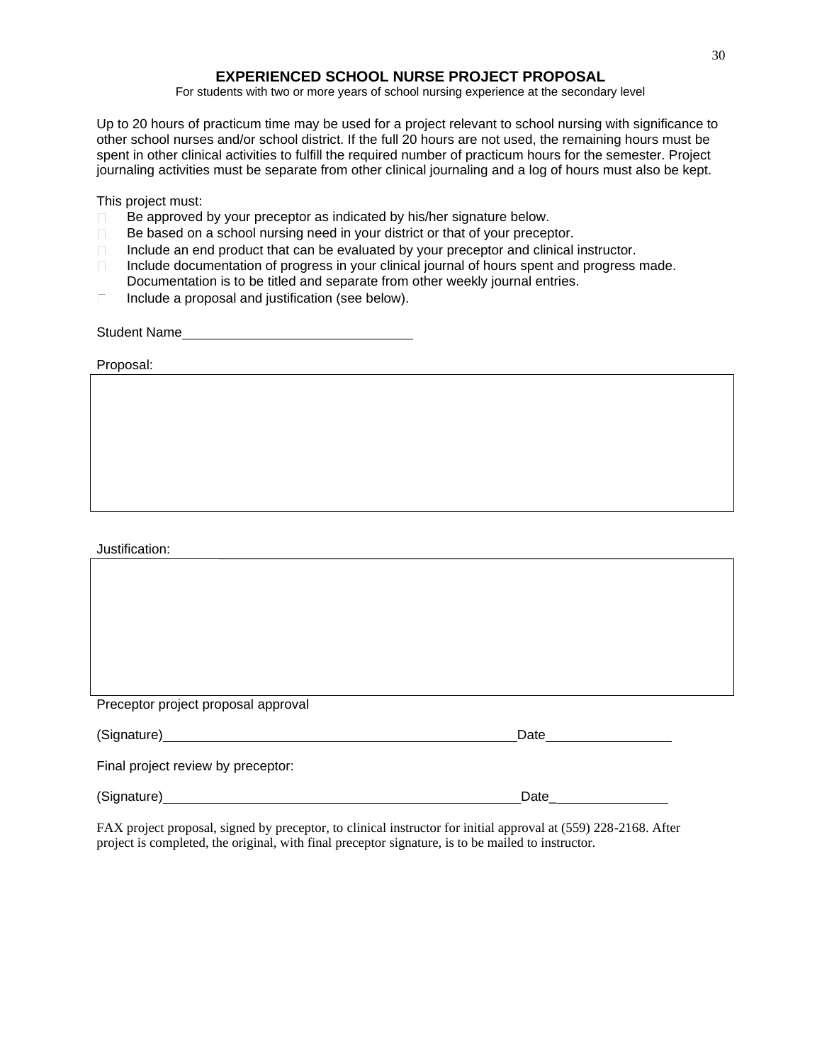# EXPERIENCED SCHOOL NURSE PROJECT PROPOSAL

For students with two or more years of school nursing experience at the secondary level

Up to 20 hours of practicum time may be used for a project relevant to school nursing with significance to other school nurses and/or school district. If the full 20 hours are not used, the remaining hours must be spent in other clinical activities to fulfill the required number of practicum hours for the semester. Project journaling activities must be separate from other clinical journaling and a log of hours must also be kept.

This project must:

- Be approved by your preceptor as indicated by his/her signature below.
- Be based on a school nursing need in your district or that of your preceptor.
- Include an end product that can be evaluated by your preceptor and clinical instructor.
- Include documentation of progress in your clinical journal of hours spent and progress made. Documentation is to be titled and separate from other weekly journal entries.
- Include a proposal and justification (see below).

Student Name_______________________________

Proposal:

|   |
|---|
|   |

Justification:

|   |
|---|
|   |

Preceptor project proposal approval

(Signature)_______________________________________________Date________________

Final project review by preceptor:

(Signature)_______________________________________________Date________________

FAX project proposal, signed by preceptor, to clinical instructor for initial approval at (559) 228-2168. After project is completed, the original, with final preceptor signature, is to be mailed to instructor.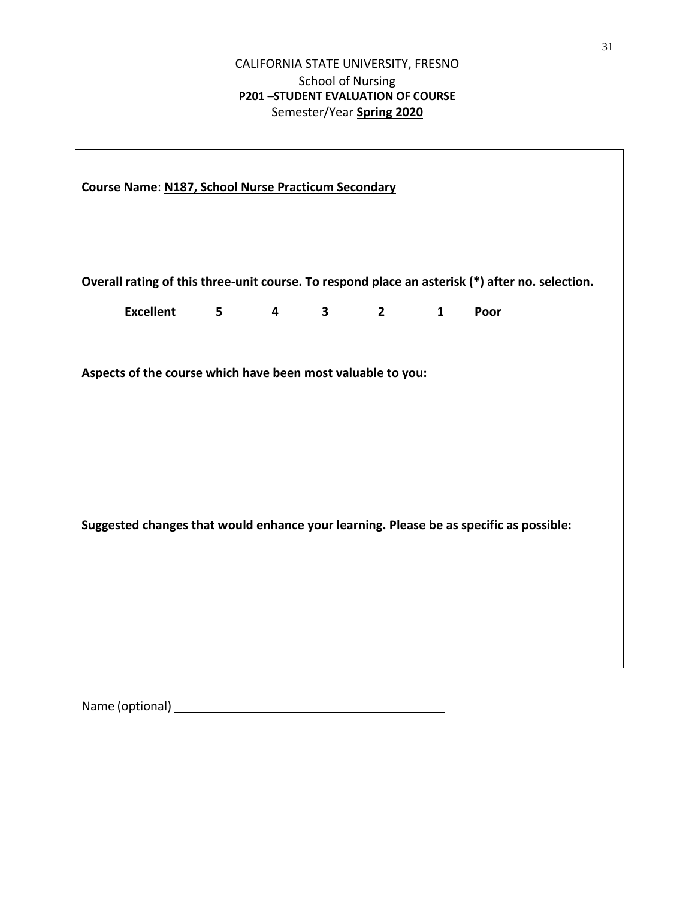CALIFORNIA STATE UNIVERSITY, FRESNO

School of Nursing

**P201 –STUDENT EVALUATION OF COURSE**

Semester/Year **Spring 2020**

**Course Name**: **N187, School Nurse Practicum Secondary**

**Overall rating of this three-unit course. To respond place an asterisk (*) after no. selection.**

**Excellent 5 4 3 2 1 Poor**

**Aspects of the course which have been most valuable to you:**

**Suggested changes that would enhance your learning. Please be as specific as possible:**

Name (optional) ________________________________________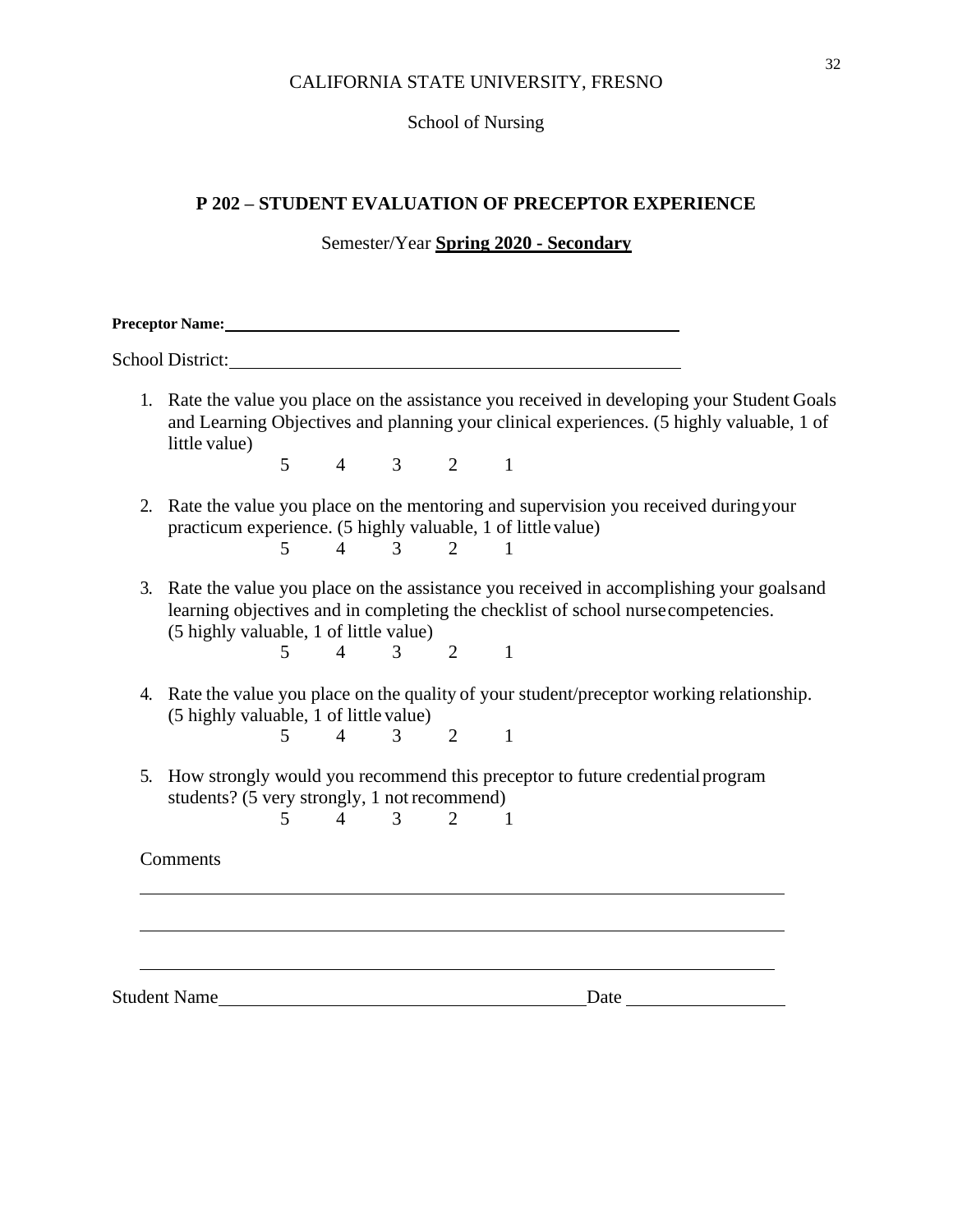CALIFORNIA STATE UNIVERSITY, FRESNO

School of Nursing

## P 202 – STUDENT EVALUATION OF PRECEPTOR EXPERIENCE

Semester/Year **Spring 2020 - Secondary**

**Preceptor Name:** ____________________________________________

School District: ____________________________________________

1. Rate the value you place on the assistance you received in developing your Student Goals and Learning Objectives and planning your clinical experiences. (5 highly valuable, 1 of little value)

   5 4 3 2 1

2. Rate the value you place on the mentoring and supervision you received during your practicum experience. (5 highly valuable, 1 of little value)

   5 4 3 2 1

3. Rate the value you place on the assistance you received in accomplishing your goals and learning objectives and in completing the checklist of school nurse competencies. (5 highly valuable, 1 of little value)

   5 4 3 2 1

4. Rate the value you place on the quality of your student/preceptor working relationship. (5 highly valuable, 1 of little value)

   5 4 3 2 1

5. How strongly would you recommend this preceptor to future credential program students? (5 very strongly, 1 not recommend)

   5 4 3 2 1

Comments

____________________________________________________________

____________________________________________________________

____________________________________________________________

Student Name ________________________________ Date ______________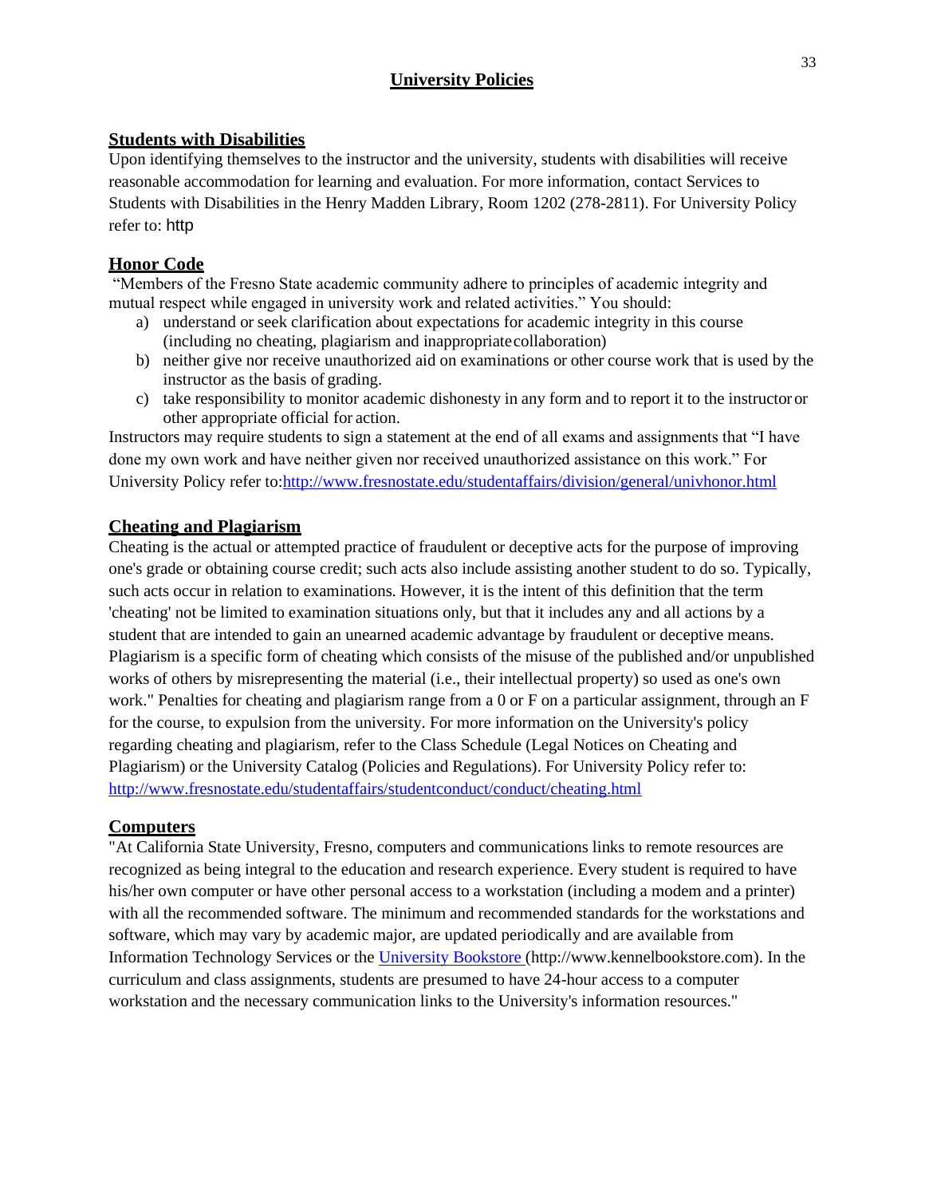# University Policies

## Students with Disabilities

Upon identifying themselves to the instructor and the university, students with disabilities will receive reasonable accommodation for learning and evaluation. For more information, contact Services to Students with Disabilities in the Henry Madden Library, Room 1202 (278-2811). For University Policy refer to: http

## Honor Code

"Members of the Fresno State academic community adhere to principles of academic integrity and mutual respect while engaged in university work and related activities." You should:

a) understand or seek clarification about expectations for academic integrity in this course (including no cheating, plagiarism and inappropriate collaboration)
b) neither give nor receive unauthorized aid on examinations or other course work that is used by the instructor as the basis of grading.
c) take responsibility to monitor academic dishonesty in any form and to report it to the instructor or other appropriate official for action.

Instructors may require students to sign a statement at the end of all exams and assignments that "I have done my own work and have neither given nor received unauthorized assistance on this work." For University Policy refer to:[http://www.fresnostate.edu/studentaffairs/division/general/univhonor.html](http://www.fresnostate.edu/studentaffairs/division/general/univhonor.html)

## Cheating and Plagiarism

Cheating is the actual or attempted practice of fraudulent or deceptive acts for the purpose of improving one's grade or obtaining course credit; such acts also include assisting another student to do so. Typically, such acts occur in relation to examinations. However, it is the intent of this definition that the term 'cheating' not be limited to examination situations only, but that it includes any and all actions by a student that are intended to gain an unearned academic advantage by fraudulent or deceptive means. Plagiarism is a specific form of cheating which consists of the misuse of the published and/or unpublished works of others by misrepresenting the material (i.e., their intellectual property) so used as one's own work." Penalties for cheating and plagiarism range from a 0 or F on a particular assignment, through an F for the course, to expulsion from the university. For more information on the University's policy regarding cheating and plagiarism, refer to the Class Schedule (Legal Notices on Cheating and Plagiarism) or the University Catalog (Policies and Regulations). For University Policy refer to: [http://www.fresnostate.edu/studentaffairs/studentconduct/conduct/cheating.html](http://www.fresnostate.edu/studentaffairs/studentconduct/conduct/cheating.html)

## Computers

"At California State University, Fresno, computers and communications links to remote resources are recognized as being integral to the education and research experience. Every student is required to have his/her own computer or have other personal access to a workstation (including a modem and a printer) with all the recommended software. The minimum and recommended standards for the workstations and software, which may vary by academic major, are updated periodically and are available from Information Technology Services or the University Bookstore (http://www.kennelbookstore.com). In the curriculum and class assignments, students are presumed to have 24-hour access to a computer workstation and the necessary communication links to the University's information resources."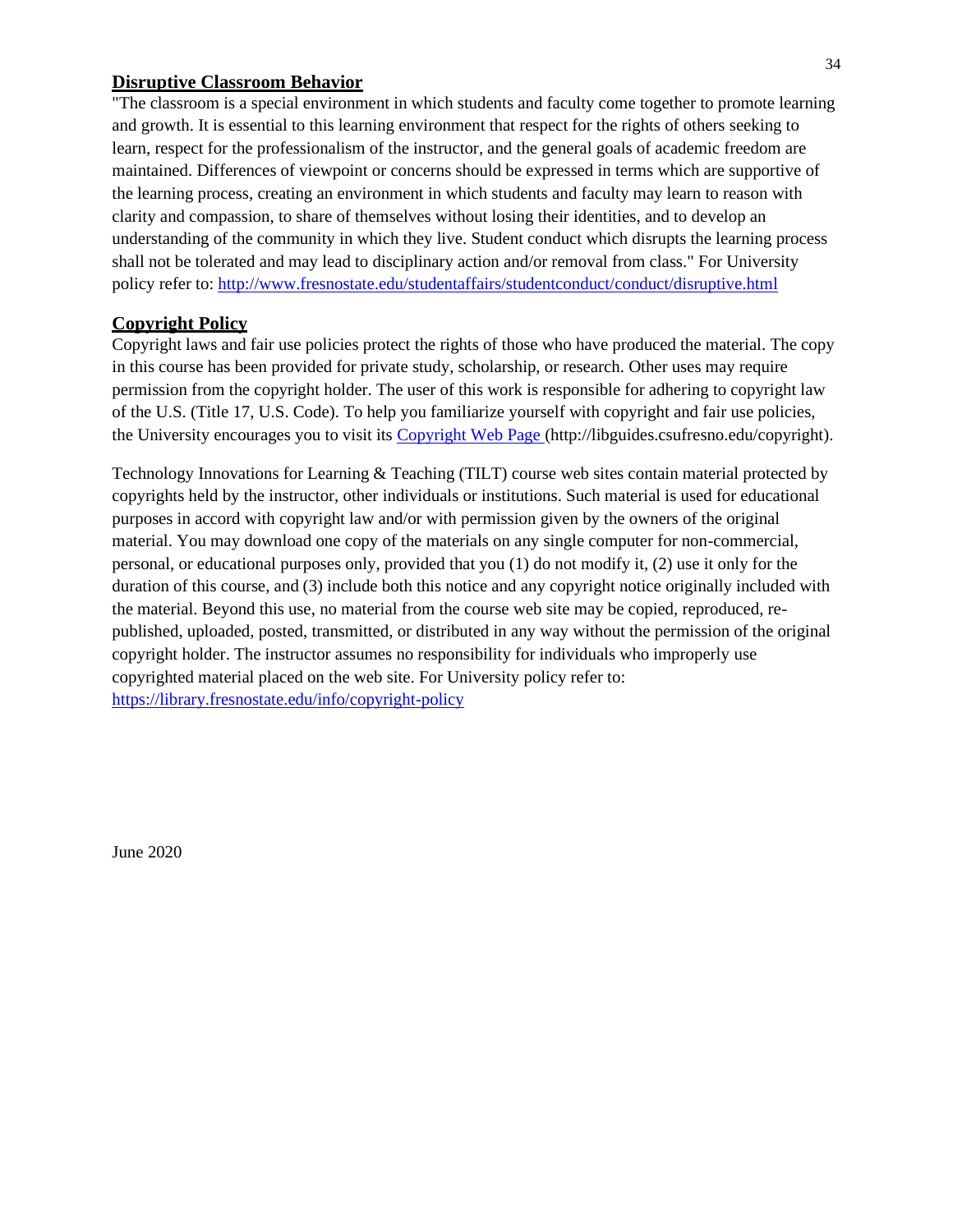## Disruptive Classroom Behavior

"The classroom is a special environment in which students and faculty come together to promote learning and growth. It is essential to this learning environment that respect for the rights of others seeking to learn, respect for the professionalism of the instructor, and the general goals of academic freedom are maintained. Differences of viewpoint or concerns should be expressed in terms which are supportive of the learning process, creating an environment in which students and faculty may learn to reason with clarity and compassion, to share of themselves without losing their identities, and to develop an understanding of the community in which they live. Student conduct which disrupts the learning process shall not be tolerated and may lead to disciplinary action and/or removal from class." For University policy refer to: [http://www.fresnostate.edu/studentaffairs/studentconduct/conduct/disruptive.html](http://www.fresnostate.edu/studentaffairs/studentconduct/conduct/disruptive.html)

## Copyright Policy

Copyright laws and fair use policies protect the rights of those who have produced the material. The copy in this course has been provided for private study, scholarship, or research. Other uses may require permission from the copyright holder. The user of this work is responsible for adhering to copyright law of the U.S. (Title 17, U.S. Code). To help you familiarize yourself with copyright and fair use policies, the University encourages you to visit its [Copyright Web Page](http://libguides.csufresno.edu/copyright) (http://libguides.csufresno.edu/copyright).

Technology Innovations for Learning & Teaching (TILT) course web sites contain material protected by copyrights held by the instructor, other individuals or institutions. Such material is used for educational purposes in accord with copyright law and/or with permission given by the owners of the original material. You may download one copy of the materials on any single computer for non-commercial, personal, or educational purposes only, provided that you (1) do not modify it, (2) use it only for the duration of this course, and (3) include both this notice and any copyright notice originally included with the material. Beyond this use, no material from the course web site may be copied, reproduced, re-published, uploaded, posted, transmitted, or distributed in any way without the permission of the original copyright holder. The instructor assumes no responsibility for individuals who improperly use copyrighted material placed on the web site. For University policy refer to: [https://library.fresnostate.edu/info/copyright-policy](https://library.fresnostate.edu/info/copyright-policy)

June 2020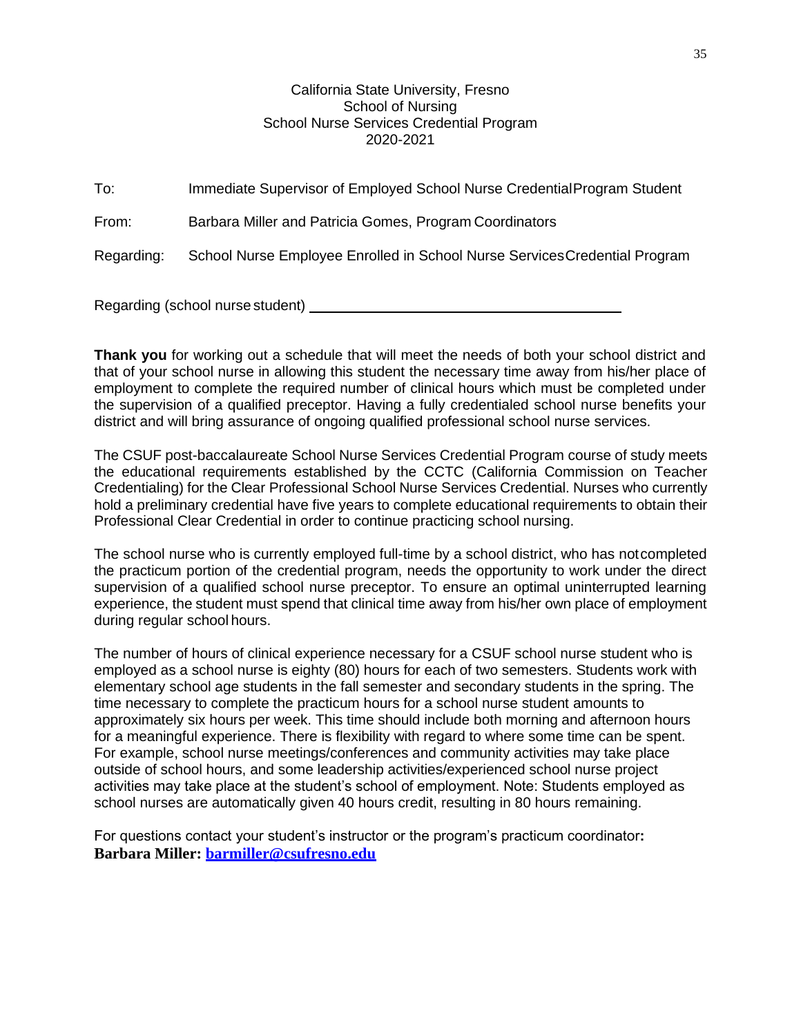California State University, Fresno
School of Nursing
School Nurse Services Credential Program
2020-2021

To: Immediate Supervisor of Employed School Nurse Credential Program Student

From: Barbara Miller and Patricia Gomes, Program Coordinators

Regarding: School Nurse Employee Enrolled in School Nurse Services Credential Program

Regarding (school nurse student) ________________________________________

**Thank you** for working out a schedule that will meet the needs of both your school district and that of your school nurse in allowing this student the necessary time away from his/her place of employment to complete the required number of clinical hours which must be completed under the supervision of a qualified preceptor. Having a fully credentialed school nurse benefits your district and will bring assurance of ongoing qualified professional school nurse services.

The CSUF post-baccalaureate School Nurse Services Credential Program course of study meets the educational requirements established by the CCTC (California Commission on Teacher Credentialing) for the Clear Professional School Nurse Services Credential. Nurses who currently hold a preliminary credential have five years to complete educational requirements to obtain their Professional Clear Credential in order to continue practicing school nursing.

The school nurse who is currently employed full-time by a school district, who has not completed the practicum portion of the credential program, needs the opportunity to work under the direct supervision of a qualified school nurse preceptor. To ensure an optimal uninterrupted learning experience, the student must spend that clinical time away from his/her own place of employment during regular school hours.

The number of hours of clinical experience necessary for a CSUF school nurse student who is employed as a school nurse is eighty (80) hours for each of two semesters. Students work with elementary school age students in the fall semester and secondary students in the spring. The time necessary to complete the practicum hours for a school nurse student amounts to approximately six hours per week. This time should include both morning and afternoon hours for a meaningful experience. There is flexibility with regard to where some time can be spent. For example, school nurse meetings/conferences and community activities may take place outside of school hours, and some leadership activities/experienced school nurse project activities may take place at the student's school of employment. Note: Students employed as school nurses are automatically given 40 hours credit, resulting in 80 hours remaining.

For questions contact your student's instructor or the program's practicum coordinator**:**
**Barbara Miller: barmiller@csufresno.edu**